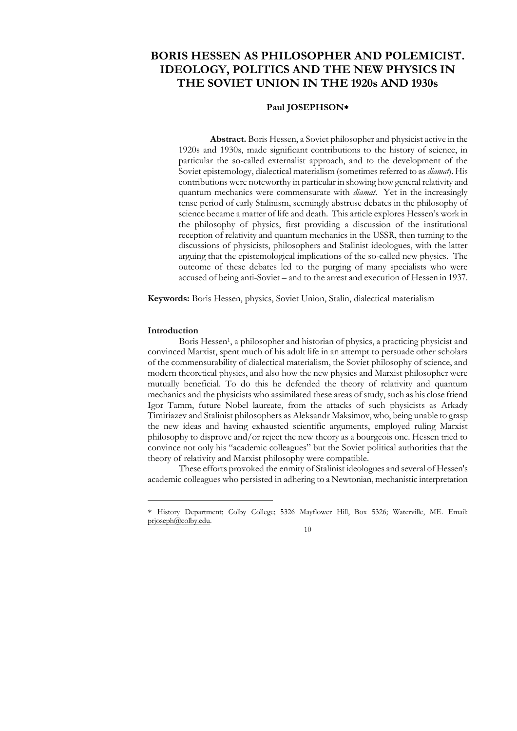# BORIS HESSEN AS PHILOSOPHER AND POLEMICIST. IDEOLOGY, POLITICS AND THE NEW PHYSICS IN THE SOVIET UNION IN THE 1920s AND 1930s

**Paul JOSEPHSON***

**Abstract.** Boris Hessen, a Soviet philosopher and physicist active in the 1920s and 1930s, made significant contributions to the history of science, in particular the so-called externalist approach, and to the development of the Soviet epistemology, dialectical materialism (sometimes referred to as *diamat*). His contributions were noteworthy in particular in showing how general relativity and quantum mechanics were commensurate with *diamat*. Yet in the increasingly tense period of early Stalinism, seemingly abstruse debates in the philosophy of science became a matter of life and death. This article explores Hessen's work in the philosophy of physics, first providing a discussion of the institutional reception of relativity and quantum mechanics in the USSR, then turning to the discussions of physicists, philosophers and Stalinist ideologues, with the latter arguing that the epistemological implications of the so-called new physics. The outcome of these debates led to the purging of many specialists who were accused of being anti-Soviet – and to the arrest and execution of Hessen in 1937.

**Keywords:** Boris Hessen, physics, Soviet Union, Stalin, dialectical materialism

## Introduction

Boris Hessen[1], a philosopher and historian of physics, a practicing physicist and convinced Marxist, spent much of his adult life in an attempt to persuade other scholars of the commensurability of dialectical materialism, the Soviet philosophy of science, and modern theoretical physics, and also how the new physics and Marxist philosopher were mutually beneficial. To do this he defended the theory of relativity and quantum mechanics and the physicists who assimilated these areas of study, such as his close friend Igor Tamm, future Nobel laureate, from the attacks of such physicists as Arkady Timiriazev and Stalinist philosophers as Aleksandr Maksimov, who, being unable to grasp the new ideas and having exhausted scientific arguments, employed ruling Marxist philosophy to disprove and/or reject the new theory as a bourgeois one. Hessen tried to convince not only his "academic colleagues" but the Soviet political authorities that the theory of relativity and Marxist philosophy were compatible.

These efforts provoked the enmity of Stalinist ideologues and several of Hessen's academic colleagues who persisted in adhering to a Newtonian, mechanistic interpretation

---

* History Department; Colby College; 5326 Mayflower Hill, Box 5326; Waterville, ME. Email: prjoseph@colby.edu.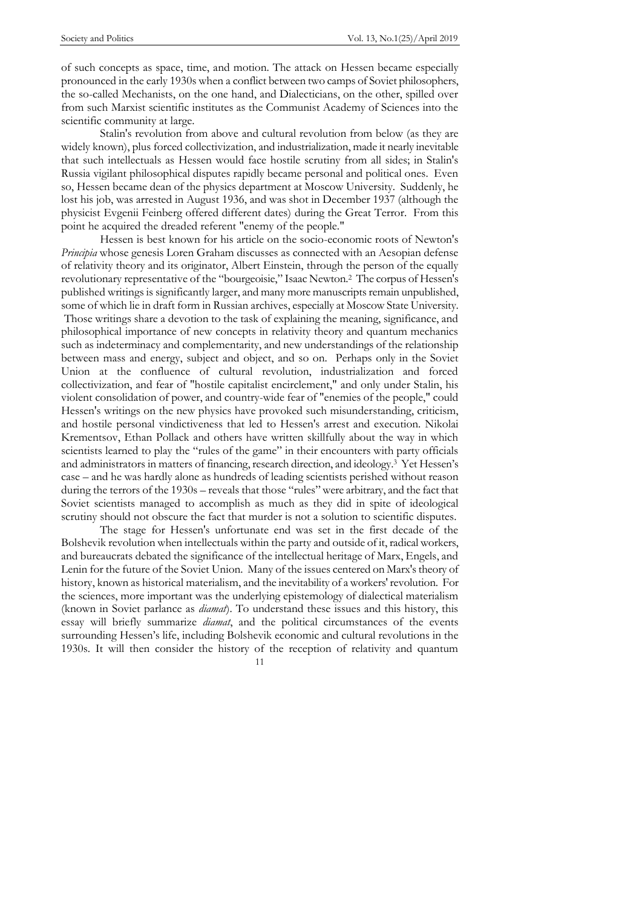of such concepts as space, time, and motion. The attack on Hessen became especially pronounced in the early 1930s when a conflict between two camps of Soviet philosophers, the so-called Mechanists, on the one hand, and Dialecticians, on the other, spilled over from such Marxist scientific institutes as the Communist Academy of Sciences into the scientific community at large.

Stalin's revolution from above and cultural revolution from below (as they are widely known), plus forced collectivization, and industrialization, made it nearly inevitable that such intellectuals as Hessen would face hostile scrutiny from all sides; in Stalin's Russia vigilant philosophical disputes rapidly became personal and political ones. Even so, Hessen became dean of the physics department at Moscow University. Suddenly, he lost his job, was arrested in August 1936, and was shot in December 1937 (although the physicist Evgenii Feinberg offered different dates) during the Great Terror. From this point he acquired the dreaded referent "enemy of the people."

Hessen is best known for his article on the socio-economic roots of Newton's *Principia* whose genesis Loren Graham discusses as connected with an Aesopian defense of relativity theory and its originator, Albert Einstein, through the person of the equally revolutionary representative of the "bourgeoisie," Isaac Newton.[2] The corpus of Hessen's published writings is significantly larger, and many more manuscripts remain unpublished, some of which lie in draft form in Russian archives, especially at Moscow State University. Those writings share a devotion to the task of explaining the meaning, significance, and philosophical importance of new concepts in relativity theory and quantum mechanics such as indeterminacy and complementarity, and new understandings of the relationship between mass and energy, subject and object, and so on. Perhaps only in the Soviet Union at the confluence of cultural revolution, industrialization and forced collectivization, and fear of "hostile capitalist encirclement," and only under Stalin, his violent consolidation of power, and country-wide fear of "enemies of the people," could Hessen's writings on the new physics have provoked such misunderstanding, criticism, and hostile personal vindictiveness that led to Hessen's arrest and execution. Nikolai Krementsov, Ethan Pollack and others have written skillfully about the way in which scientists learned to play the "rules of the game" in their encounters with party officials and administrators in matters of financing, research direction, and ideology.[3] Yet Hessen's case – and he was hardly alone as hundreds of leading scientists perished without reason during the terrors of the 1930s – reveals that those "rules" were arbitrary, and the fact that Soviet scientists managed to accomplish as much as they did in spite of ideological scrutiny should not obscure the fact that murder is not a solution to scientific disputes.

The stage for Hessen's unfortunate end was set in the first decade of the Bolshevik revolution when intellectuals within the party and outside of it, radical workers, and bureaucrats debated the significance of the intellectual heritage of Marx, Engels, and Lenin for the future of the Soviet Union. Many of the issues centered on Marx's theory of history, known as historical materialism, and the inevitability of a workers' revolution. For the sciences, more important was the underlying epistemology of dialectical materialism (known in Soviet parlance as *diamat*). To understand these issues and this history, this essay will briefly summarize *diamat*, and the political circumstances of the events surrounding Hessen's life, including Bolshevik economic and cultural revolutions in the 1930s. It will then consider the history of the reception of relativity and quantum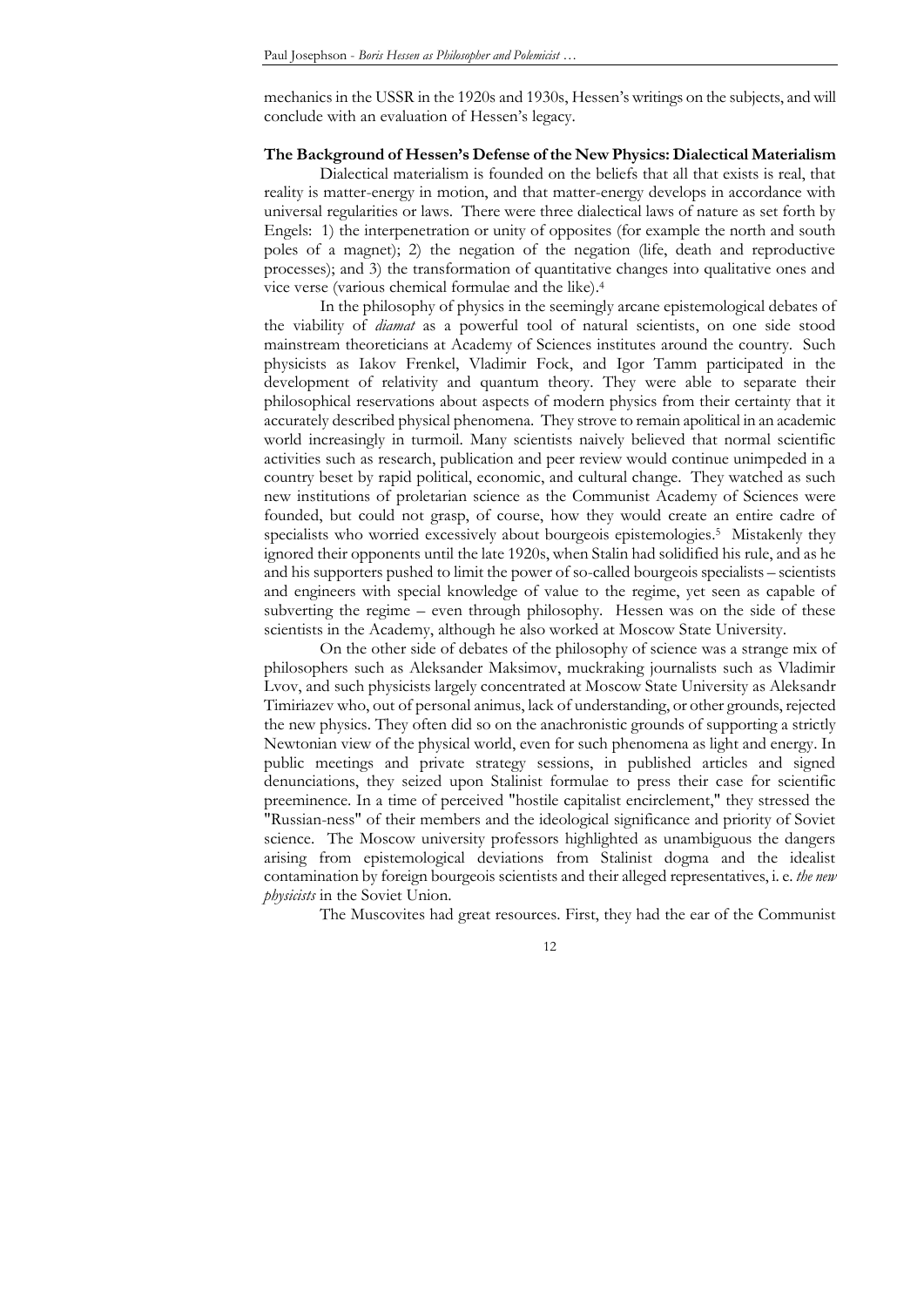mechanics in the USSR in the 1920s and 1930s, Hessen's writings on the subjects, and will conclude with an evaluation of Hessen's legacy.

**The Background of Hessen's Defense of the New Physics: Dialectical Materialism**

Dialectical materialism is founded on the beliefs that all that exists is real, that reality is matter-energy in motion, and that matter-energy develops in accordance with universal regularities or laws. There were three dialectical laws of nature as set forth by Engels: 1) the interpenetration or unity of opposites (for example the north and south poles of a magnet); 2) the negation of the negation (life, death and reproductive processes); and 3) the transformation of quantitative changes into qualitative ones and vice verse (various chemical formulae and the like).[4]

In the philosophy of physics in the seemingly arcane epistemological debates of the viability of *diamat* as a powerful tool of natural scientists, on one side stood mainstream theoreticians at Academy of Sciences institutes around the country. Such physicists as Iakov Frenkel, Vladimir Fock, and Igor Tamm participated in the development of relativity and quantum theory. They were able to separate their philosophical reservations about aspects of modern physics from their certainty that it accurately described physical phenomena. They strove to remain apolitical in an academic world increasingly in turmoil. Many scientists naively believed that normal scientific activities such as research, publication and peer review would continue unimpeded in a country beset by rapid political, economic, and cultural change. They watched as such new institutions of proletarian science as the Communist Academy of Sciences were founded, but could not grasp, of course, how they would create an entire cadre of specialists who worried excessively about bourgeois epistemologies.[5] Mistakenly they ignored their opponents until the late 1920s, when Stalin had solidified his rule, and as he and his supporters pushed to limit the power of so-called bourgeois specialists – scientists and engineers with special knowledge of value to the regime, yet seen as capable of subverting the regime – even through philosophy. Hessen was on the side of these scientists in the Academy, although he also worked at Moscow State University.

On the other side of debates of the philosophy of science was a strange mix of philosophers such as Aleksander Maksimov, muckraking journalists such as Vladimir Lvov, and such physicists largely concentrated at Moscow State University as Aleksandr Timiriazev who, out of personal animus, lack of understanding, or other grounds, rejected the new physics. They often did so on the anachronistic grounds of supporting a strictly Newtonian view of the physical world, even for such phenomena as light and energy. In public meetings and private strategy sessions, in published articles and signed denunciations, they seized upon Stalinist formulae to press their case for scientific preeminence. In a time of perceived "hostile capitalist encirclement," they stressed the "Russian-ness" of their members and the ideological significance and priority of Soviet science. The Moscow university professors highlighted as unambiguous the dangers arising from epistemological deviations from Stalinist dogma and the idealist contamination by foreign bourgeois scientists and their alleged representatives, i. e. *the new physicists* in the Soviet Union.

The Muscovites had great resources. First, they had the ear of the Communist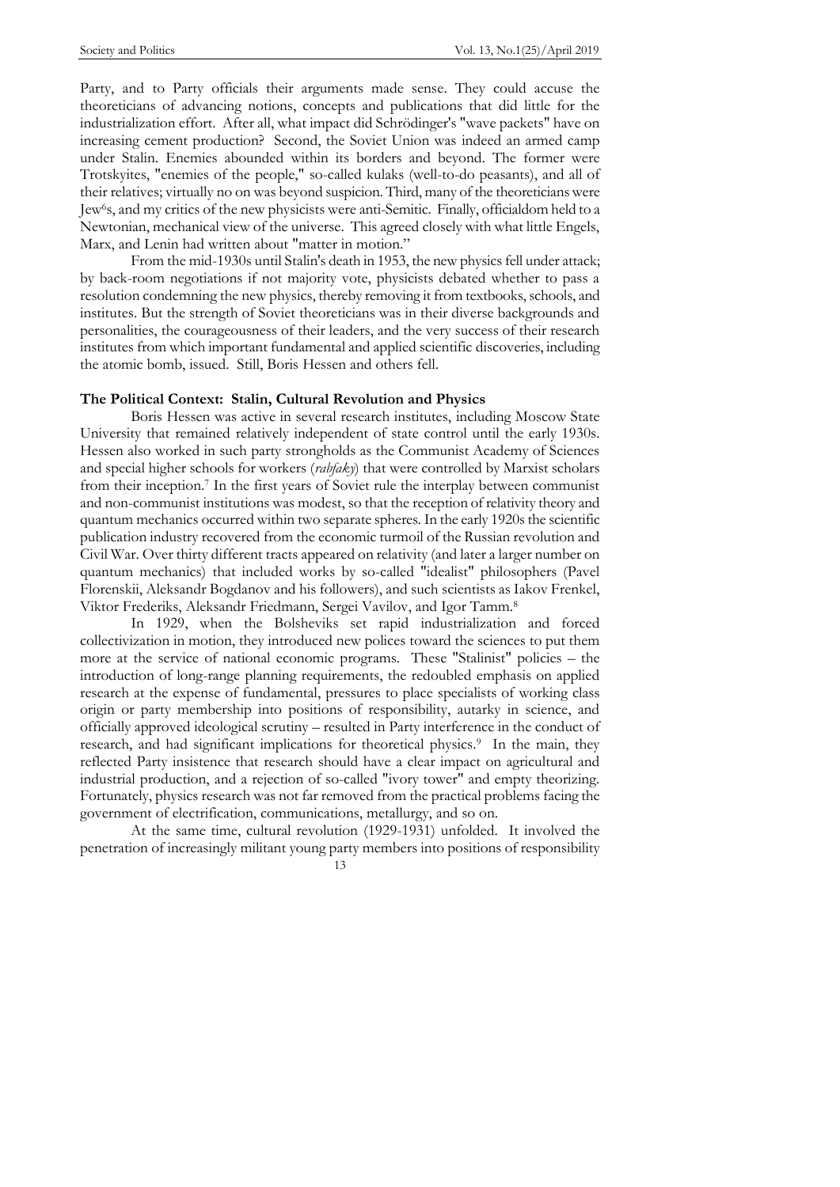Party, and to Party officials their arguments made sense. They could accuse the theoreticians of advancing notions, concepts and publications that did little for the industrialization effort. After all, what impact did Schrödinger's "wave packets" have on increasing cement production? Second, the Soviet Union was indeed an armed camp under Stalin. Enemies abounded within its borders and beyond. The former were Trotskyites, "enemies of the people," so-called kulaks (well-to-do peasants), and all of their relatives; virtually no on was beyond suspicion. Third, many of the theoreticians were Jew[6]s, and my critics of the new physicists were anti-Semitic. Finally, officialdom held to a Newtonian, mechanical view of the universe. This agreed closely with what little Engels, Marx, and Lenin had written about "matter in motion."

From the mid-1930s until Stalin's death in 1953, the new physics fell under attack; by back-room negotiations if not majority vote, physicists debated whether to pass a resolution condemning the new physics, thereby removing it from textbooks, schools, and institutes. But the strength of Soviet theoreticians was in their diverse backgrounds and personalities, the courageousness of their leaders, and the very success of their research institutes from which important fundamental and applied scientific discoveries, including the atomic bomb, issued. Still, Boris Hessen and others fell.

**The Political Context: Stalin, Cultural Revolution and Physics**

Boris Hessen was active in several research institutes, including Moscow State University that remained relatively independent of state control until the early 1930s. Hessen also worked in such party strongholds as the Communist Academy of Sciences and special higher schools for workers (*rabfaky*) that were controlled by Marxist scholars from their inception.[7] In the first years of Soviet rule the interplay between communist and non-communist institutions was modest, so that the reception of relativity theory and quantum mechanics occurred within two separate spheres. In the early 1920s the scientific publication industry recovered from the economic turmoil of the Russian revolution and Civil War. Over thirty different tracts appeared on relativity (and later a larger number on quantum mechanics) that included works by so-called "idealist" philosophers (Pavel Florenskii, Aleksandr Bogdanov and his followers), and such scientists as Iakov Frenkel, Viktor Frederiks, Aleksandr Friedmann, Sergei Vavilov, and Igor Tamm.[8]

In 1929, when the Bolsheviks set rapid industrialization and forced collectivization in motion, they introduced new polices toward the sciences to put them more at the service of national economic programs. These "Stalinist" policies – the introduction of long-range planning requirements, the redoubled emphasis on applied research at the expense of fundamental, pressures to place specialists of working class origin or party membership into positions of responsibility, autarky in science, and officially approved ideological scrutiny – resulted in Party interference in the conduct of research, and had significant implications for theoretical physics.[9] In the main, they reflected Party insistence that research should have a clear impact on agricultural and industrial production, and a rejection of so-called "ivory tower" and empty theorizing. Fortunately, physics research was not far removed from the practical problems facing the government of electrification, communications, metallurgy, and so on.

At the same time, cultural revolution (1929-1931) unfolded. It involved the penetration of increasingly militant young party members into positions of responsibility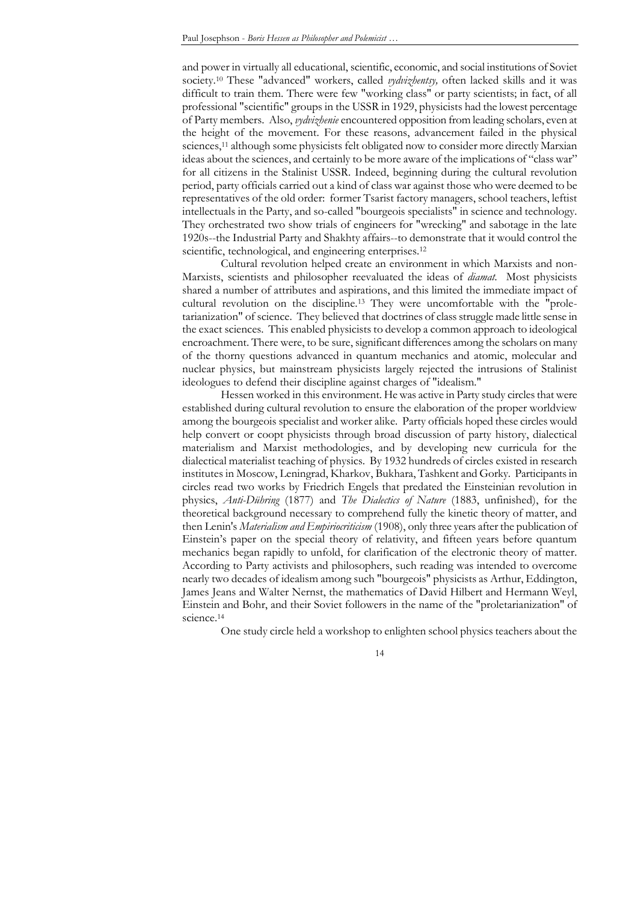and power in virtually all educational, scientific, economic, and social institutions of Soviet society.[10] These "advanced" workers, called *vydvizhentsy,* often lacked skills and it was difficult to train them. There were few "working class" or party scientists; in fact, of all professional "scientific" groups in the USSR in 1929, physicists had the lowest percentage of Party members. Also, *vydvizhenie* encountered opposition from leading scholars, even at the height of the movement. For these reasons, advancement failed in the physical sciences,[11] although some physicists felt obligated now to consider more directly Marxian ideas about the sciences, and certainly to be more aware of the implications of "class war" for all citizens in the Stalinist USSR. Indeed, beginning during the cultural revolution period, party officials carried out a kind of class war against those who were deemed to be representatives of the old order: former Tsarist factory managers, school teachers, leftist intellectuals in the Party, and so-called "bourgeois specialists" in science and technology. They orchestrated two show trials of engineers for "wrecking" and sabotage in the late 1920s--the Industrial Party and Shakhty affairs--to demonstrate that it would control the scientific, technological, and engineering enterprises.[12]

Cultural revolution helped create an environment in which Marxists and non-Marxists, scientists and philosopher reevaluated the ideas of *diamat.* Most physicists shared a number of attributes and aspirations, and this limited the immediate impact of cultural revolution on the discipline.[13] They were uncomfortable with the "proletarianization" of science. They believed that doctrines of class struggle made little sense in the exact sciences. This enabled physicists to develop a common approach to ideological encroachment. There were, to be sure, significant differences among the scholars on many of the thorny questions advanced in quantum mechanics and atomic, molecular and nuclear physics, but mainstream physicists largely rejected the intrusions of Stalinist ideologues to defend their discipline against charges of "idealism."

Hessen worked in this environment. He was active in Party study circles that were established during cultural revolution to ensure the elaboration of the proper worldview among the bourgeois specialist and worker alike. Party officials hoped these circles would help convert or coopt physicists through broad discussion of party history, dialectical materialism and Marxist methodologies, and by developing new curricula for the dialectical materialist teaching of physics. By 1932 hundreds of circles existed in research institutes in Moscow, Leningrad, Kharkov, Bukhara, Tashkent and Gorky. Participants in circles read two works by Friedrich Engels that predated the Einsteinian revolution in physics, *Anti-Dühring* (1877) and *The Dialectics of Nature* (1883, unfinished), for the theoretical background necessary to comprehend fully the kinetic theory of matter, and then Lenin's *Materialism and Empiriocriticism* (1908), only three years after the publication of Einstein's paper on the special theory of relativity, and fifteen years before quantum mechanics began rapidly to unfold, for clarification of the electronic theory of matter. According to Party activists and philosophers, such reading was intended to overcome nearly two decades of idealism among such "bourgeois" physicists as Arthur, Eddington, James Jeans and Walter Nernst, the mathematics of David Hilbert and Hermann Weyl, Einstein and Bohr, and their Soviet followers in the name of the "proletarianization" of science.[14]

One study circle held a workshop to enlighten school physics teachers about the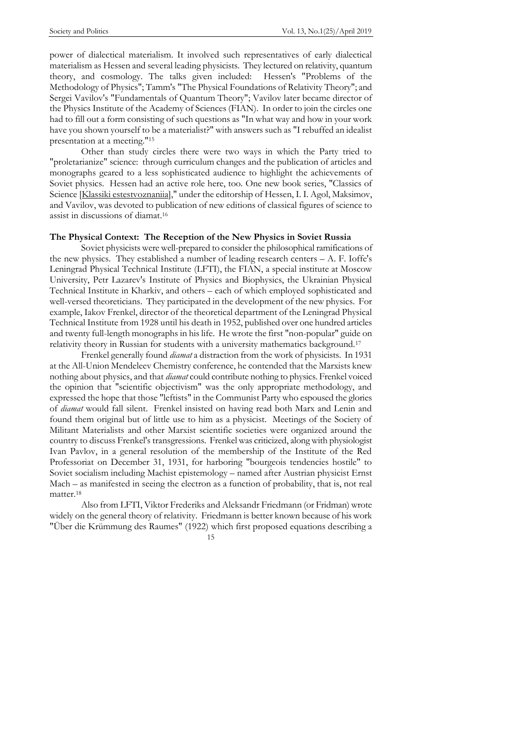power of dialectical materialism. It involved such representatives of early dialectical materialism as Hessen and several leading physicists. They lectured on relativity, quantum theory, and cosmology. The talks given included: Hessen's "Problems of the Methodology of Physics"; Tamm's "The Physical Foundations of Relativity Theory"; and Sergei Vavilov's "Fundamentals of Quantum Theory"; Vavilov later became director of the Physics Institute of the Academy of Sciences (FIAN). In order to join the circles one had to fill out a form consisting of such questions as "In what way and how in your work have you shown yourself to be a materialist?" with answers such as "I rebuffed an idealist presentation at a meeting."[15]

Other than study circles there were two ways in which the Party tried to "proletarianize" science: through curriculum changes and the publication of articles and monographs geared to a less sophisticated audience to highlight the achievements of Soviet physics. Hessen had an active role here, too. One new book series, "Classics of Science [Klassiki estestvoznaniia]," under the editorship of Hessen, I. I. Agol, Maksimov, and Vavilov, was devoted to publication of new editions of classical figures of science to assist in discussions of diamat.[16]

**The Physical Context: The Reception of the New Physics in Soviet Russia**

Soviet physicists were well-prepared to consider the philosophical ramifications of the new physics. They established a number of leading research centers – A. F. Ioffe's Leningrad Physical Technical Institute (LFTI), the FIAN, a special institute at Moscow University, Petr Lazarev's Institute of Physics and Biophysics, the Ukrainian Physical Technical Institute in Kharkiv, and others – each of which employed sophisticated and well-versed theoreticians. They participated in the development of the new physics. For example, Iakov Frenkel, director of the theoretical department of the Leningrad Physical Technical Institute from 1928 until his death in 1952, published over one hundred articles and twenty full-length monographs in his life. He wrote the first "non-popular" guide on relativity theory in Russian for students with a university mathematics background.[17]

Frenkel generally found *diamat* a distraction from the work of physicists. In 1931 at the All-Union Mendeleev Chemistry conference, he contended that the Marxists knew nothing about physics, and that *diamat* could contribute nothing to physics. Frenkel voiced the opinion that "scientific objectivism" was the only appropriate methodology, and expressed the hope that those "leftists" in the Communist Party who espoused the glories of *diamat* would fall silent. Frenkel insisted on having read both Marx and Lenin and found them original but of little use to him as a physicist. Meetings of the Society of Militant Materialists and other Marxist scientific societies were organized around the country to discuss Frenkel's transgressions. Frenkel was criticized, along with physiologist Ivan Pavlov, in a general resolution of the membership of the Institute of the Red Professoriat on December 31, 1931, for harboring "bourgeois tendencies hostile" to Soviet socialism including Machist epistemology – named after Austrian physicist Ernst Mach – as manifested in seeing the electron as a function of probability, that is, not real matter.[18]

Also from LFTI, Viktor Frederiks and Aleksandr Friedmann (or Fridman) wrote widely on the general theory of relativity. Friedmann is better known because of his work "Über die Krümmung des Raumes" (1922) which first proposed equations describing a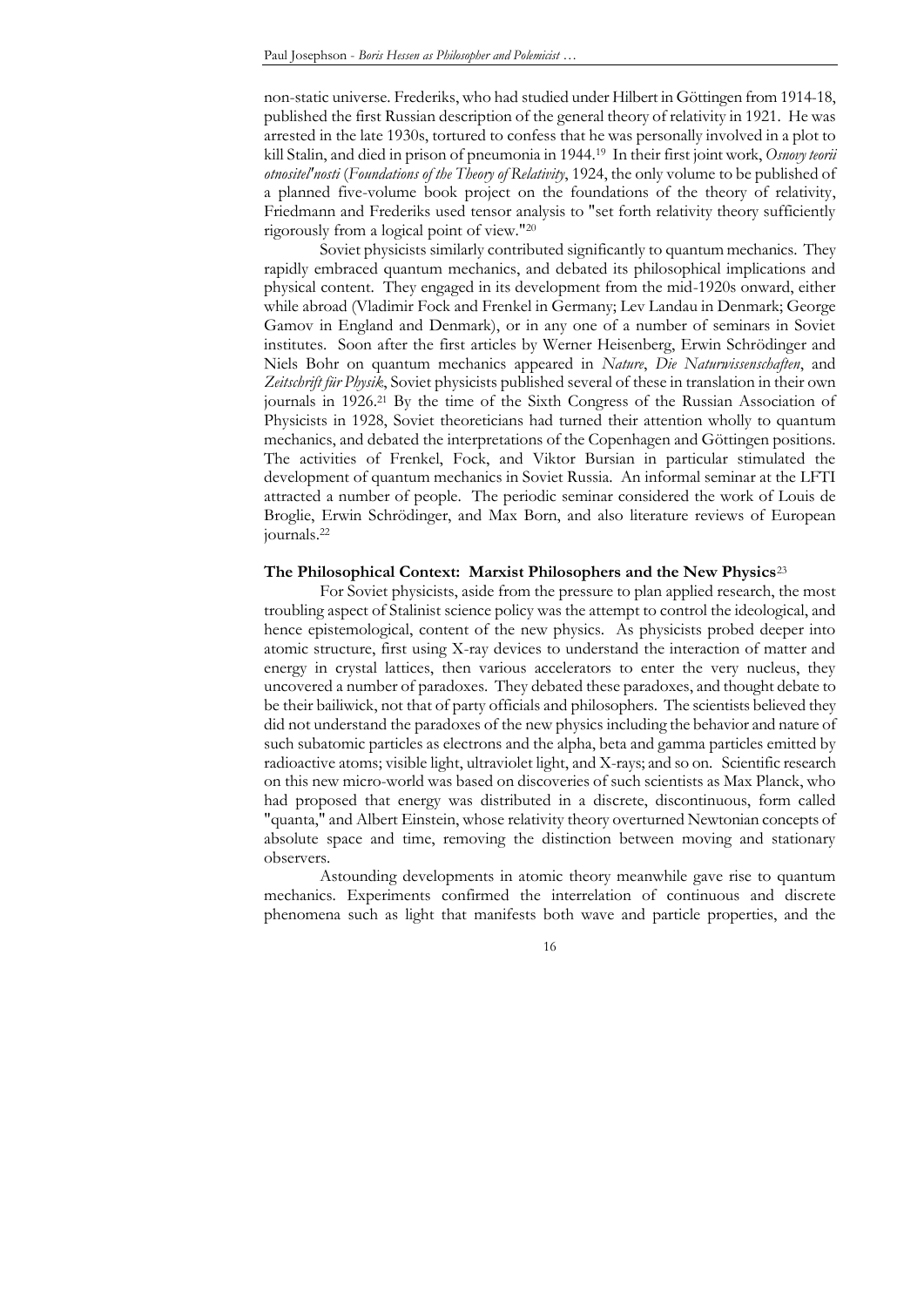non-static universe. Frederiks, who had studied under Hilbert in Göttingen from 1914-18, published the first Russian description of the general theory of relativity in 1921. He was arrested in the late 1930s, tortured to confess that he was personally involved in a plot to kill Stalin, and died in prison of pneumonia in 1944.[19] In their first joint work, *Osnovy teorii otnositel'nosti* (*Foundations of the Theory of Relativity*, 1924, the only volume to be published of a planned five-volume book project on the foundations of the theory of relativity, Friedmann and Frederiks used tensor analysis to "set forth relativity theory sufficiently rigorously from a logical point of view."[20]

Soviet physicists similarly contributed significantly to quantum mechanics. They rapidly embraced quantum mechanics, and debated its philosophical implications and physical content. They engaged in its development from the mid-1920s onward, either while abroad (Vladimir Fock and Frenkel in Germany; Lev Landau in Denmark; George Gamov in England and Denmark), or in any one of a number of seminars in Soviet institutes. Soon after the first articles by Werner Heisenberg, Erwin Schrödinger and Niels Bohr on quantum mechanics appeared in *Nature*, *Die Naturwissenschaften*, and *Zeitschrift für Physik*, Soviet physicists published several of these in translation in their own journals in 1926.[21] By the time of the Sixth Congress of the Russian Association of Physicists in 1928, Soviet theoreticians had turned their attention wholly to quantum mechanics, and debated the interpretations of the Copenhagen and Göttingen positions. The activities of Frenkel, Fock, and Viktor Bursian in particular stimulated the development of quantum mechanics in Soviet Russia. An informal seminar at the LFTI attracted a number of people. The periodic seminar considered the work of Louis de Broglie, Erwin Schrödinger, and Max Born, and also literature reviews of European journals.[22]

### The Philosophical Context: Marxist Philosophers and the New Physics[23]

For Soviet physicists, aside from the pressure to plan applied research, the most troubling aspect of Stalinist science policy was the attempt to control the ideological, and hence epistemological, content of the new physics. As physicists probed deeper into atomic structure, first using X-ray devices to understand the interaction of matter and energy in crystal lattices, then various accelerators to enter the very nucleus, they uncovered a number of paradoxes. They debated these paradoxes, and thought debate to be their bailiwick, not that of party officials and philosophers. The scientists believed they did not understand the paradoxes of the new physics including the behavior and nature of such subatomic particles as electrons and the alpha, beta and gamma particles emitted by radioactive atoms; visible light, ultraviolet light, and X-rays; and so on. Scientific research on this new micro-world was based on discoveries of such scientists as Max Planck, who had proposed that energy was distributed in a discrete, discontinuous, form called "quanta," and Albert Einstein, whose relativity theory overturned Newtonian concepts of absolute space and time, removing the distinction between moving and stationary observers.

Astounding developments in atomic theory meanwhile gave rise to quantum mechanics. Experiments confirmed the interrelation of continuous and discrete phenomena such as light that manifests both wave and particle properties, and the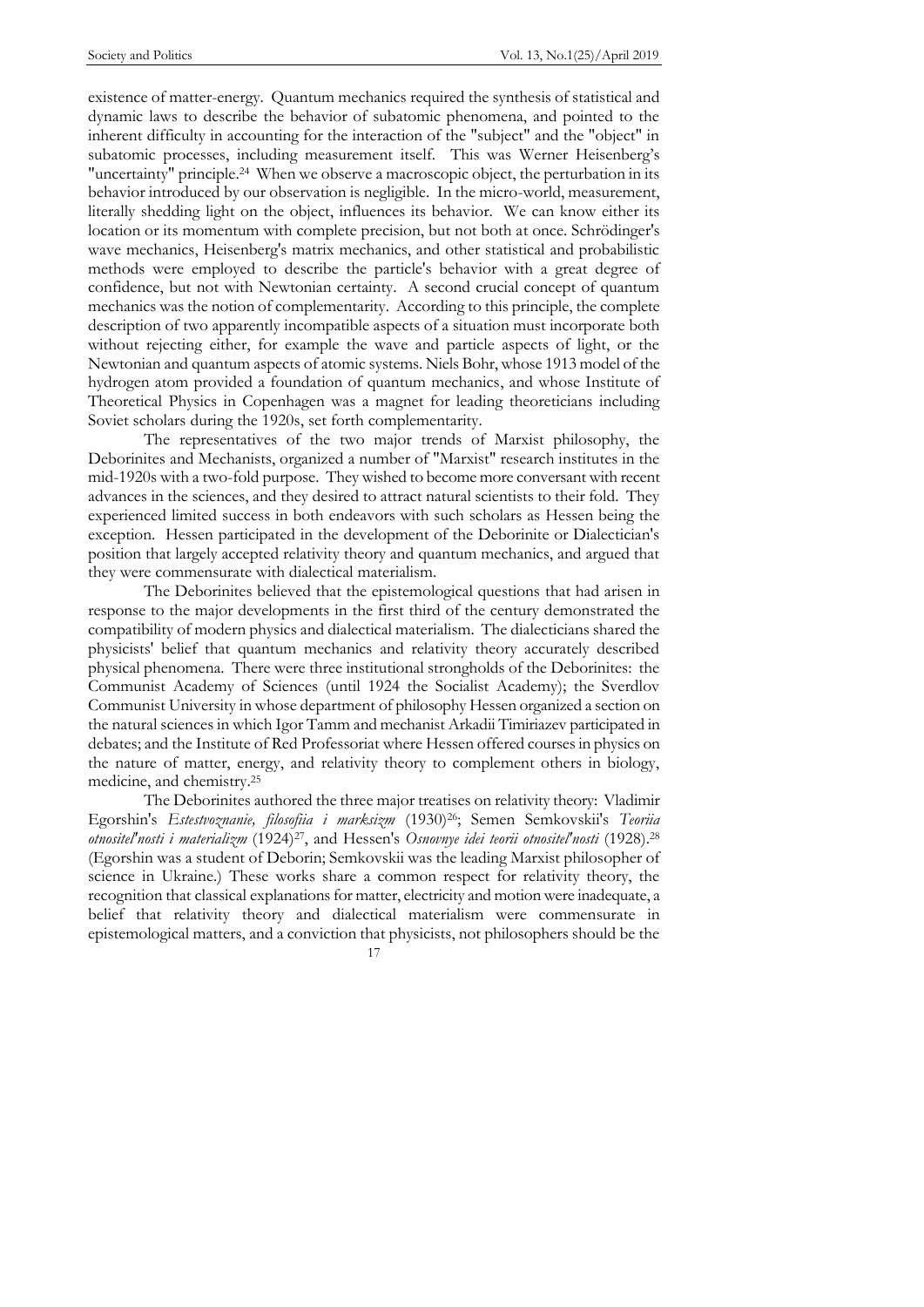existence of matter-energy. Quantum mechanics required the synthesis of statistical and dynamic laws to describe the behavior of subatomic phenomena, and pointed to the inherent difficulty in accounting for the interaction of the "subject" and the "object" in subatomic processes, including measurement itself. This was Werner Heisenberg's "uncertainty" principle.[24] When we observe a macroscopic object, the perturbation in its behavior introduced by our observation is negligible. In the micro-world, measurement, literally shedding light on the object, influences its behavior. We can know either its location or its momentum with complete precision, but not both at once. Schrödinger's wave mechanics, Heisenberg's matrix mechanics, and other statistical and probabilistic methods were employed to describe the particle's behavior with a great degree of confidence, but not with Newtonian certainty. A second crucial concept of quantum mechanics was the notion of complementarity. According to this principle, the complete description of two apparently incompatible aspects of a situation must incorporate both without rejecting either, for example the wave and particle aspects of light, or the Newtonian and quantum aspects of atomic systems. Niels Bohr, whose 1913 model of the hydrogen atom provided a foundation of quantum mechanics, and whose Institute of Theoretical Physics in Copenhagen was a magnet for leading theoreticians including Soviet scholars during the 1920s, set forth complementarity.

The representatives of the two major trends of Marxist philosophy, the Deborinites and Mechanists, organized a number of "Marxist" research institutes in the mid-1920s with a two-fold purpose. They wished to become more conversant with recent advances in the sciences, and they desired to attract natural scientists to their fold. They experienced limited success in both endeavors with such scholars as Hessen being the exception. Hessen participated in the development of the Deborinite or Dialectician's position that largely accepted relativity theory and quantum mechanics, and argued that they were commensurate with dialectical materialism.

The Deborinites believed that the epistemological questions that had arisen in response to the major developments in the first third of the century demonstrated the compatibility of modern physics and dialectical materialism. The dialecticians shared the physicists' belief that quantum mechanics and relativity theory accurately described physical phenomena. There were three institutional strongholds of the Deborinites: the Communist Academy of Sciences (until 1924 the Socialist Academy); the Sverdlov Communist University in whose department of philosophy Hessen organized a section on the natural sciences in which Igor Tamm and mechanist Arkadii Timiriazev participated in debates; and the Institute of Red Professoriat where Hessen offered courses in physics on the nature of matter, energy, and relativity theory to complement others in biology, medicine, and chemistry.[25]

The Deborinites authored the three major treatises on relativity theory: Vladimir Egorshin's *Estestvoznanie, filosofiia i marksizm* (1930)[26]; Semen Semkovskii's *Teoriia otnositel'nosti i materializm* (1924)[27], and Hessen's *Osnovnye idei teorii otnositel'nosti* (1928).[28] (Egorshin was a student of Deborin; Semkovskii was the leading Marxist philosopher of science in Ukraine.) These works share a common respect for relativity theory, the recognition that classical explanations for matter, electricity and motion were inadequate, a belief that relativity theory and dialectical materialism were commensurate in epistemological matters, and a conviction that physicists, not philosophers should be the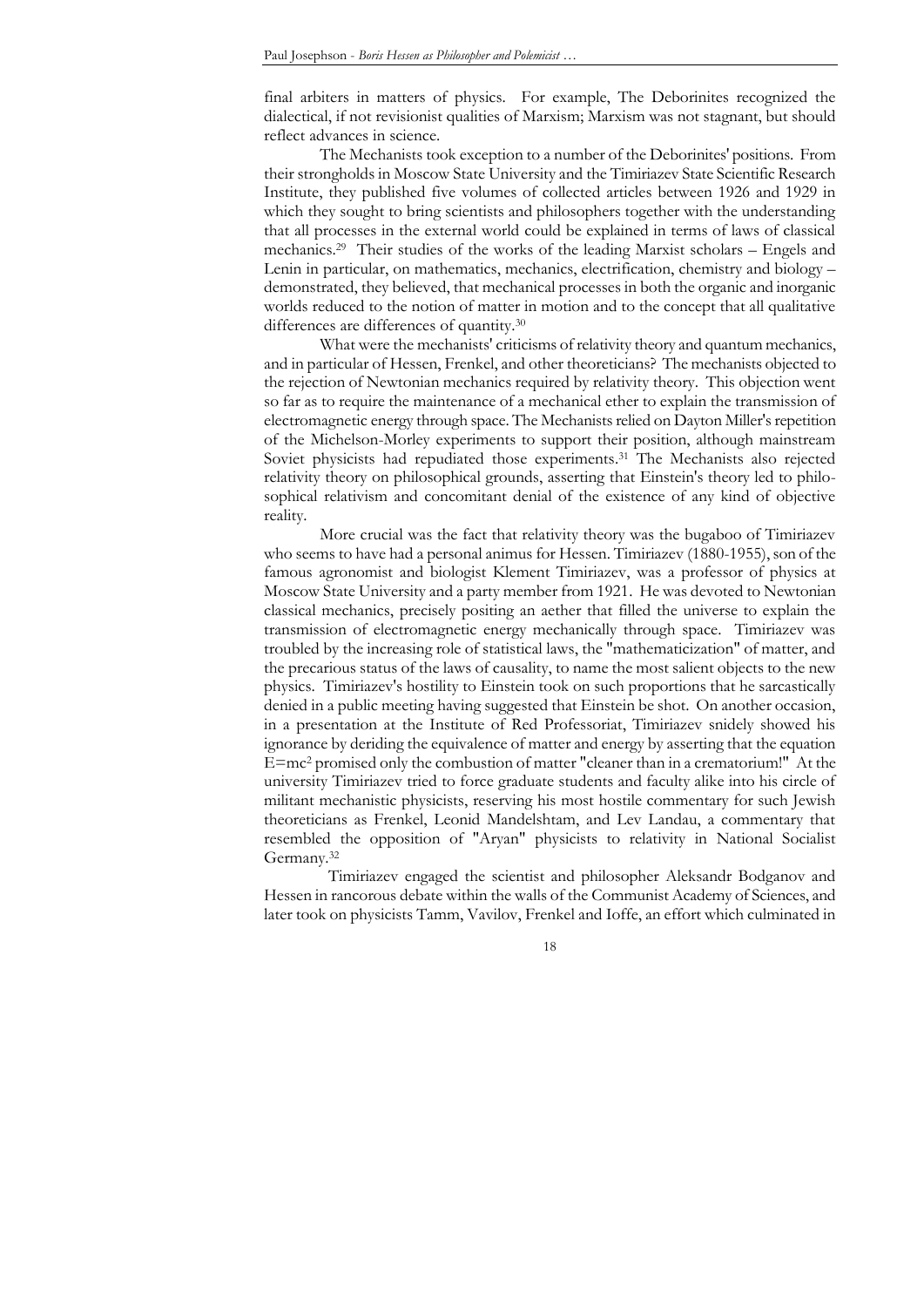final arbiters in matters of physics. For example, The Deborinites recognized the dialectical, if not revisionist qualities of Marxism; Marxism was not stagnant, but should reflect advances in science.

The Mechanists took exception to a number of the Deborinites' positions. From their strongholds in Moscow State University and the Timiriazev State Scientific Research Institute, they published five volumes of collected articles between 1926 and 1929 in which they sought to bring scientists and philosophers together with the understanding that all processes in the external world could be explained in terms of laws of classical mechanics.[29] Their studies of the works of the leading Marxist scholars – Engels and Lenin in particular, on mathematics, mechanics, electrification, chemistry and biology – demonstrated, they believed, that mechanical processes in both the organic and inorganic worlds reduced to the notion of matter in motion and to the concept that all qualitative differences are differences of quantity.[30]

What were the mechanists' criticisms of relativity theory and quantum mechanics, and in particular of Hessen, Frenkel, and other theoreticians? The mechanists objected to the rejection of Newtonian mechanics required by relativity theory. This objection went so far as to require the maintenance of a mechanical ether to explain the transmission of electromagnetic energy through space. The Mechanists relied on Dayton Miller's repetition of the Michelson-Morley experiments to support their position, although mainstream Soviet physicists had repudiated those experiments.[31] The Mechanists also rejected relativity theory on philosophical grounds, asserting that Einstein's theory led to philosophical relativism and concomitant denial of the existence of any kind of objective reality.

More crucial was the fact that relativity theory was the bugaboo of Timiriazev who seems to have had a personal animus for Hessen. Timiriazev (1880-1955), son of the famous agronomist and biologist Klement Timiriazev, was a professor of physics at Moscow State University and a party member from 1921. He was devoted to Newtonian classical mechanics, precisely positing an aether that filled the universe to explain the transmission of electromagnetic energy mechanically through space. Timiriazev was troubled by the increasing role of statistical laws, the "mathematicization" of matter, and the precarious status of the laws of causality, to name the most salient objects to the new physics. Timiriazev's hostility to Einstein took on such proportions that he sarcastically denied in a public meeting having suggested that Einstein be shot. On another occasion, in a presentation at the Institute of Red Professoriat, Timiriazev snidely showed his ignorance by deriding the equivalence of matter and energy by asserting that the equation $E=mc^2$ promised only the combustion of matter "cleaner than in a crematorium!" At the university Timiriazev tried to force graduate students and faculty alike into his circle of militant mechanistic physicists, reserving his most hostile commentary for such Jewish theoreticians as Frenkel, Leonid Mandelshtam, and Lev Landau, a commentary that resembled the opposition of "Aryan" physicists to relativity in National Socialist Germany.[32]

Timiriazev engaged the scientist and philosopher Aleksandr Bogdanov and Hessen in rancorous debate within the walls of the Communist Academy of Sciences, and later took on physicists Tamm, Vavilov, Frenkel and Ioffe, an effort which culminated in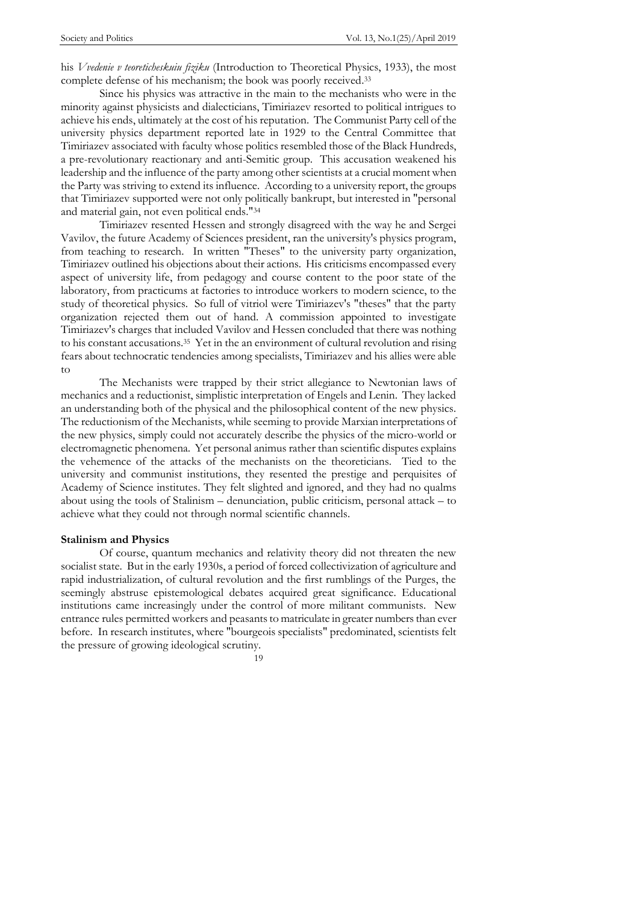his *Vvedenie v teoreticheskuiu fiziku* (Introduction to Theoretical Physics, 1933), the most complete defense of his mechanism; the book was poorly received.[33]

Since his physics was attractive in the main to the mechanists who were in the minority against physicists and dialecticians, Timiriazev resorted to political intrigues to achieve his ends, ultimately at the cost of his reputation. The Communist Party cell of the university physics department reported late in 1929 to the Central Committee that Timiriazev associated with faculty whose politics resembled those of the Black Hundreds, a pre-revolutionary reactionary and anti-Semitic group. This accusation weakened his leadership and the influence of the party among other scientists at a crucial moment when the Party was striving to extend its influence. According to a university report, the groups that Timiriazev supported were not only politically bankrupt, but interested in "personal and material gain, not even political ends."[34]

Timiriazev resented Hessen and strongly disagreed with the way he and Sergei Vavilov, the future Academy of Sciences president, ran the university's physics program, from teaching to research. In written "Theses" to the university party organization, Timiriazev outlined his objections about their actions. His criticisms encompassed every aspect of university life, from pedagogy and course content to the poor state of the laboratory, from practicums at factories to introduce workers to modern science, to the study of theoretical physics. So full of vitriol were Timiriazev's "theses" that the party organization rejected them out of hand. A commission appointed to investigate Timiriazev's charges that included Vavilov and Hessen concluded that there was nothing to his constant accusations.[35] Yet in the an environment of cultural revolution and rising fears about technocratic tendencies among specialists, Timiriazev and his allies were able to

The Mechanists were trapped by their strict allegiance to Newtonian laws of mechanics and a reductionist, simplistic interpretation of Engels and Lenin. They lacked an understanding both of the physical and the philosophical content of the new physics. The reductionism of the Mechanists, while seeming to provide Marxian interpretations of the new physics, simply could not accurately describe the physics of the micro-world or electromagnetic phenomena. Yet personal animus rather than scientific disputes explains the vehemence of the attacks of the mechanists on the theoreticians. Tied to the university and communist institutions, they resented the prestige and perquisites of Academy of Science institutes. They felt slighted and ignored, and they had no qualms about using the tools of Stalinism – denunciation, public criticism, personal attack – to achieve what they could not through normal scientific channels.

**Stalinism and Physics**

Of course, quantum mechanics and relativity theory did not threaten the new socialist state. But in the early 1930s, a period of forced collectivization of agriculture and rapid industrialization, of cultural revolution and the first rumblings of the Purges, the seemingly abstruse epistemological debates acquired great significance. Educational institutions came increasingly under the control of more militant communists. New entrance rules permitted workers and peasants to matriculate in greater numbers than ever before. In research institutes, where "bourgeois specialists" predominated, scientists felt the pressure of growing ideological scrutiny.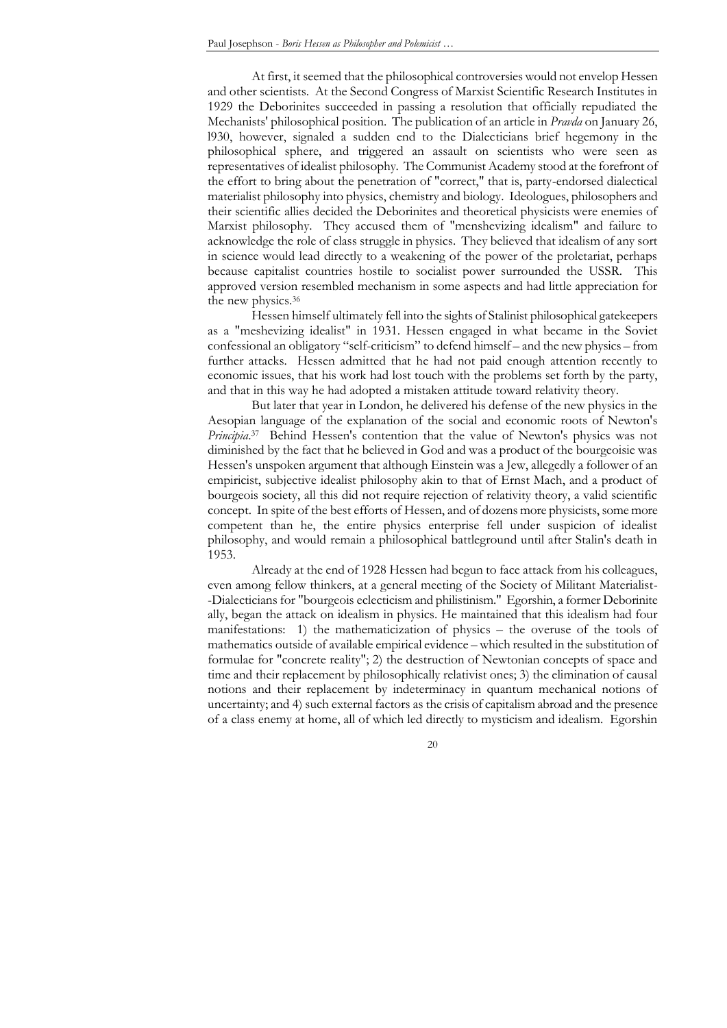At first, it seemed that the philosophical controversies would not envelop Hessen and other scientists. At the Second Congress of Marxist Scientific Research Institutes in 1929 the Deborinites succeeded in passing a resolution that officially repudiated the Mechanists' philosophical position. The publication of an article in *Pravda* on January 26, l930, however, signaled a sudden end to the Dialecticians brief hegemony in the philosophical sphere, and triggered an assault on scientists who were seen as representatives of idealist philosophy. The Communist Academy stood at the forefront of the effort to bring about the penetration of "correct," that is, party-endorsed dialectical materialist philosophy into physics, chemistry and biology. Ideologues, philosophers and their scientific allies decided the Deborinites and theoretical physicists were enemies of Marxist philosophy. They accused them of "menshevizing idealism" and failure to acknowledge the role of class struggle in physics. They believed that idealism of any sort in science would lead directly to a weakening of the power of the proletariat, perhaps because capitalist countries hostile to socialist power surrounded the USSR. This approved version resembled mechanism in some aspects and had little appreciation for the new physics.[36]

Hessen himself ultimately fell into the sights of Stalinist philosophical gatekeepers as a "meshevizing idealist" in 1931. Hessen engaged in what became in the Soviet confessional an obligatory "self-criticism" to defend himself – and the new physics – from further attacks. Hessen admitted that he had not paid enough attention recently to economic issues, that his work had lost touch with the problems set forth by the party, and that in this way he had adopted a mistaken attitude toward relativity theory.

But later that year in London, he delivered his defense of the new physics in the Aesopian language of the explanation of the social and economic roots of Newton's *Principia*.[37] Behind Hessen's contention that the value of Newton's physics was not diminished by the fact that he believed in God and was a product of the bourgeoisie was Hessen's unspoken argument that although Einstein was a Jew, allegedly a follower of an empiricist, subjective idealist philosophy akin to that of Ernst Mach, and a product of bourgeois society, all this did not require rejection of relativity theory, a valid scientific concept. In spite of the best efforts of Hessen, and of dozens more physicists, some more competent than he, the entire physics enterprise fell under suspicion of idealist philosophy, and would remain a philosophical battleground until after Stalin's death in 1953.

Already at the end of 1928 Hessen had begun to face attack from his colleagues, even among fellow thinkers, at a general meeting of the Society of Militant Materialist--Dialecticians for "bourgeois eclecticism and philistinism." Egorshin, a former Deborinite ally, began the attack on idealism in physics. He maintained that this idealism had four manifestations: 1) the mathematicization of physics – the overuse of the tools of mathematics outside of available empirical evidence – which resulted in the substitution of formulae for "concrete reality"; 2) the destruction of Newtonian concepts of space and time and their replacement by philosophically relativist ones; 3) the elimination of causal notions and their replacement by indeterminacy in quantum mechanical notions of uncertainty; and 4) such external factors as the crisis of capitalism abroad and the presence of a class enemy at home, all of which led directly to mysticism and idealism. Egorshin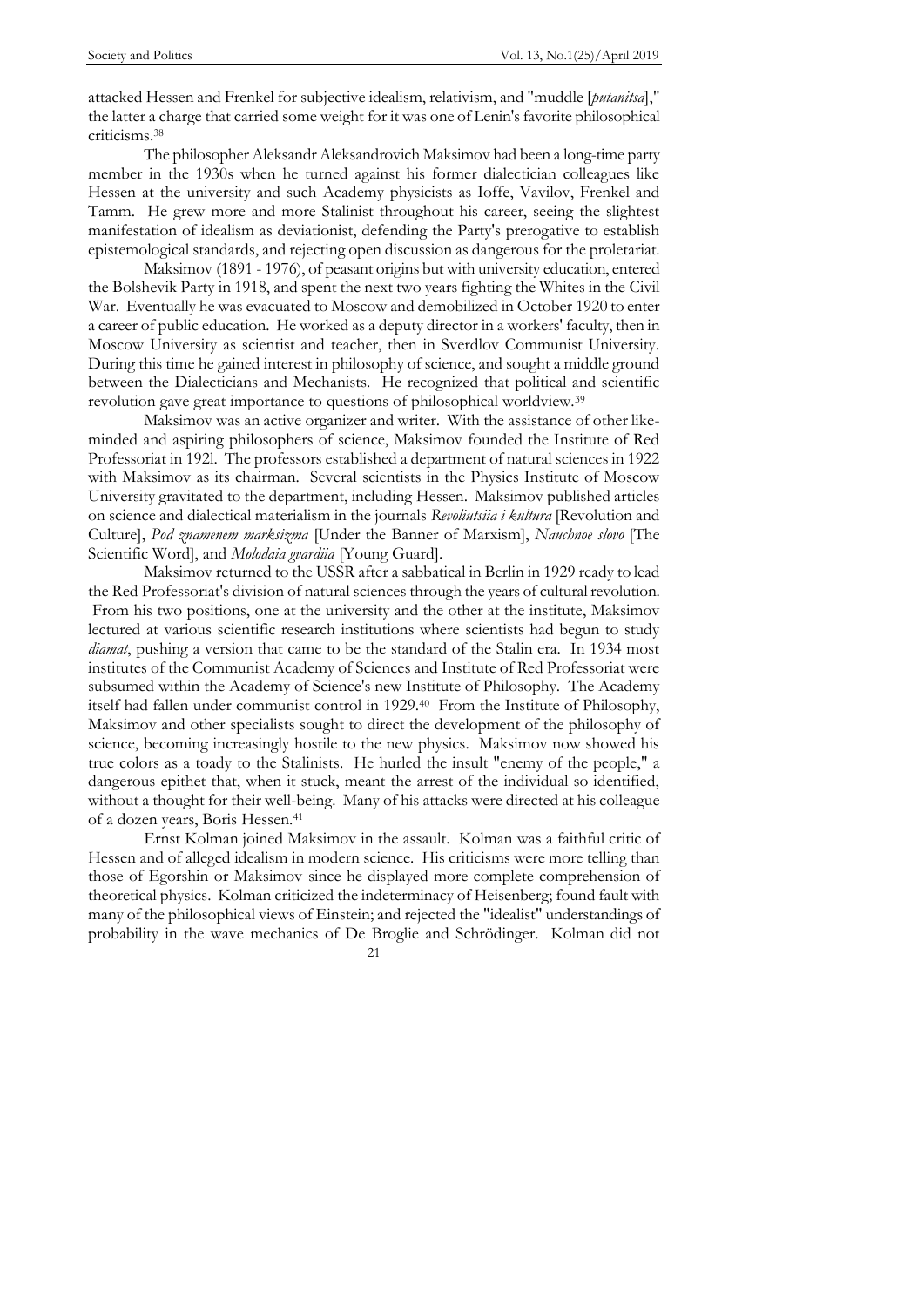attacked Hessen and Frenkel for subjective idealism, relativism, and "muddle [*putanitsa*]," the latter a charge that carried some weight for it was one of Lenin's favorite philosophical criticisms.[38]

The philosopher Aleksandr Aleksandrovich Maksimov had been a long-time party member in the 1930s when he turned against his former dialectician colleagues like Hessen at the university and such Academy physicists as Ioffe, Vavilov, Frenkel and Tamm. He grew more and more Stalinist throughout his career, seeing the slightest manifestation of idealism as deviationist, defending the Party's prerogative to establish epistemological standards, and rejecting open discussion as dangerous for the proletariat.

Maksimov (1891 - 1976), of peasant origins but with university education, entered the Bolshevik Party in 1918, and spent the next two years fighting the Whites in the Civil War. Eventually he was evacuated to Moscow and demobilized in October 1920 to enter a career of public education. He worked as a deputy director in a workers' faculty, then in Moscow University as scientist and teacher, then in Sverdlov Communist University. During this time he gained interest in philosophy of science, and sought a middle ground between the Dialecticians and Mechanists. He recognized that political and scientific revolution gave great importance to questions of philosophical worldview.[39]

Maksimov was an active organizer and writer. With the assistance of other like-minded and aspiring philosophers of science, Maksimov founded the Institute of Red Professoriat in 192l. The professors established a department of natural sciences in 1922 with Maksimov as its chairman. Several scientists in the Physics Institute of Moscow University gravitated to the department, including Hessen. Maksimov published articles on science and dialectical materialism in the journals *Revoliutsiia i kultura* [Revolution and Culture], *Pod znamenem marksizma* [Under the Banner of Marxism], *Nauchnoe slovo* [The Scientific Word], and *Molodaia gvardiia* [Young Guard].

Maksimov returned to the USSR after a sabbatical in Berlin in 1929 ready to lead the Red Professoriat's division of natural sciences through the years of cultural revolution. From his two positions, one at the university and the other at the institute, Maksimov lectured at various scientific research institutions where scientists had begun to study *diamat*, pushing a version that came to be the standard of the Stalin era. In 1934 most institutes of the Communist Academy of Sciences and Institute of Red Professoriat were subsumed within the Academy of Science's new Institute of Philosophy. The Academy itself had fallen under communist control in 1929.[40] From the Institute of Philosophy, Maksimov and other specialists sought to direct the development of the philosophy of science, becoming increasingly hostile to the new physics. Maksimov now showed his true colors as a toady to the Stalinists. He hurled the insult "enemy of the people," a dangerous epithet that, when it stuck, meant the arrest of the individual so identified, without a thought for their well-being. Many of his attacks were directed at his colleague of a dozen years, Boris Hessen.[41]

Ernst Kolman joined Maksimov in the assault. Kolman was a faithful critic of Hessen and of alleged idealism in modern science. His criticisms were more telling than those of Egorshin or Maksimov since he displayed more complete comprehension of theoretical physics. Kolman criticized the indeterminacy of Heisenberg; found fault with many of the philosophical views of Einstein; and rejected the "idealist" understandings of probability in the wave mechanics of De Broglie and Schrödinger. Kolman did not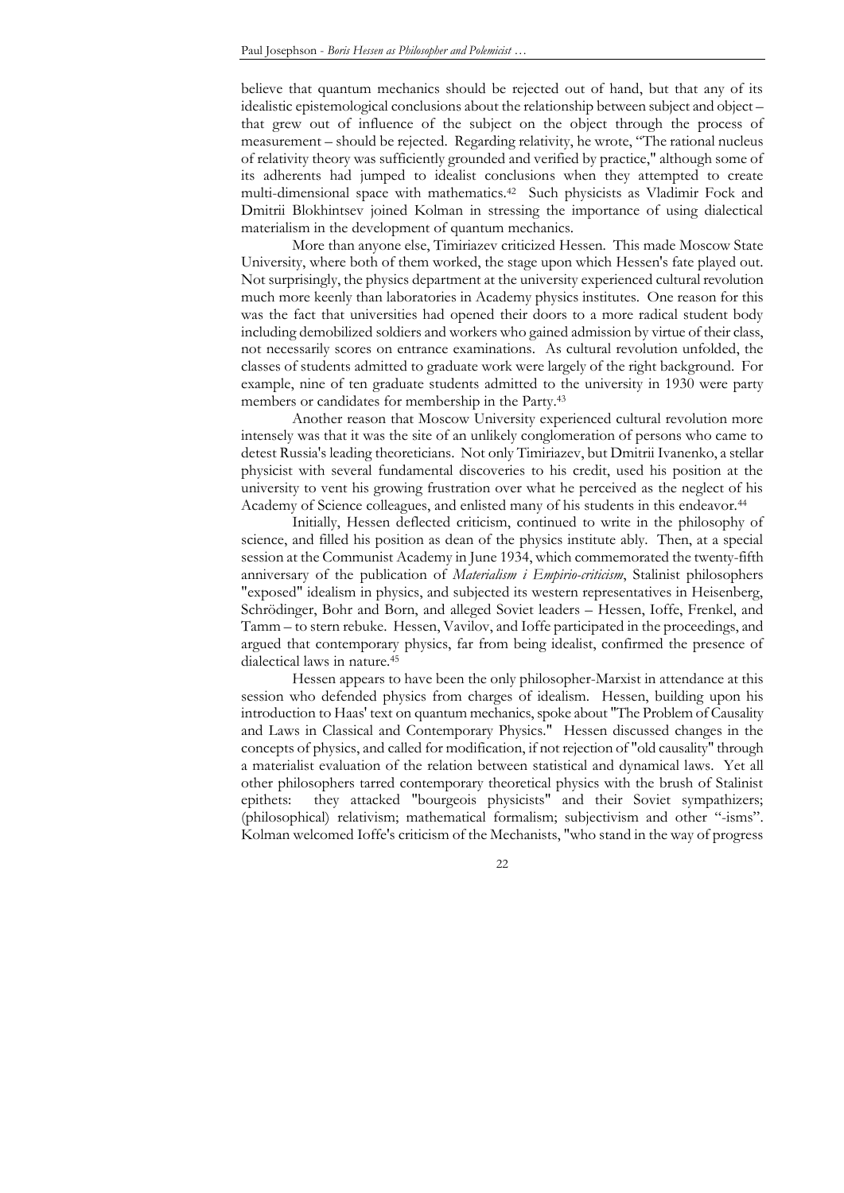believe that quantum mechanics should be rejected out of hand, but that any of its idealistic epistemological conclusions about the relationship between subject and object – that grew out of influence of the subject on the object through the process of measurement – should be rejected. Regarding relativity, he wrote, "The rational nucleus of relativity theory was sufficiently grounded and verified by practice," although some of its adherents had jumped to idealist conclusions when they attempted to create multi-dimensional space with mathematics.[42] Such physicists as Vladimir Fock and Dmitrii Blokhintsev joined Kolman in stressing the importance of using dialectical materialism in the development of quantum mechanics.

More than anyone else, Timiriazev criticized Hessen. This made Moscow State University, where both of them worked, the stage upon which Hessen's fate played out. Not surprisingly, the physics department at the university experienced cultural revolution much more keenly than laboratories in Academy physics institutes. One reason for this was the fact that universities had opened their doors to a more radical student body including demobilized soldiers and workers who gained admission by virtue of their class, not necessarily scores on entrance examinations. As cultural revolution unfolded, the classes of students admitted to graduate work were largely of the right background. For example, nine of ten graduate students admitted to the university in 1930 were party members or candidates for membership in the Party.[43]

Another reason that Moscow University experienced cultural revolution more intensely was that it was the site of an unlikely conglomeration of persons who came to detest Russia's leading theoreticians. Not only Timiriazev, but Dmitrii Ivanenko, a stellar physicist with several fundamental discoveries to his credit, used his position at the university to vent his growing frustration over what he perceived as the neglect of his Academy of Science colleagues, and enlisted many of his students in this endeavor.[44]

Initially, Hessen deflected criticism, continued to write in the philosophy of science, and filled his position as dean of the physics institute ably. Then, at a special session at the Communist Academy in June 1934, which commemorated the twenty-fifth anniversary of the publication of *Materialism i Empirio-criticism*, Stalinist philosophers "exposed" idealism in physics, and subjected its western representatives in Heisenberg, Schrödinger, Bohr and Born, and alleged Soviet leaders – Hessen, Ioffe, Frenkel, and Tamm – to stern rebuke. Hessen, Vavilov, and Ioffe participated in the proceedings, and argued that contemporary physics, far from being idealist, confirmed the presence of dialectical laws in nature.[45]

Hessen appears to have been the only philosopher-Marxist in attendance at this session who defended physics from charges of idealism. Hessen, building upon his introduction to Haas' text on quantum mechanics, spoke about "The Problem of Causality and Laws in Classical and Contemporary Physics." Hessen discussed changes in the concepts of physics, and called for modification, if not rejection of "old causality" through a materialist evaluation of the relation between statistical and dynamical laws. Yet all other philosophers tarred contemporary theoretical physics with the brush of Stalinist epithets: they attacked "bourgeois physicists" and their Soviet sympathizers; (philosophical) relativism; mathematical formalism; subjectivism and other "-isms". Kolman welcomed Ioffe's criticism of the Mechanists, "who stand in the way of progress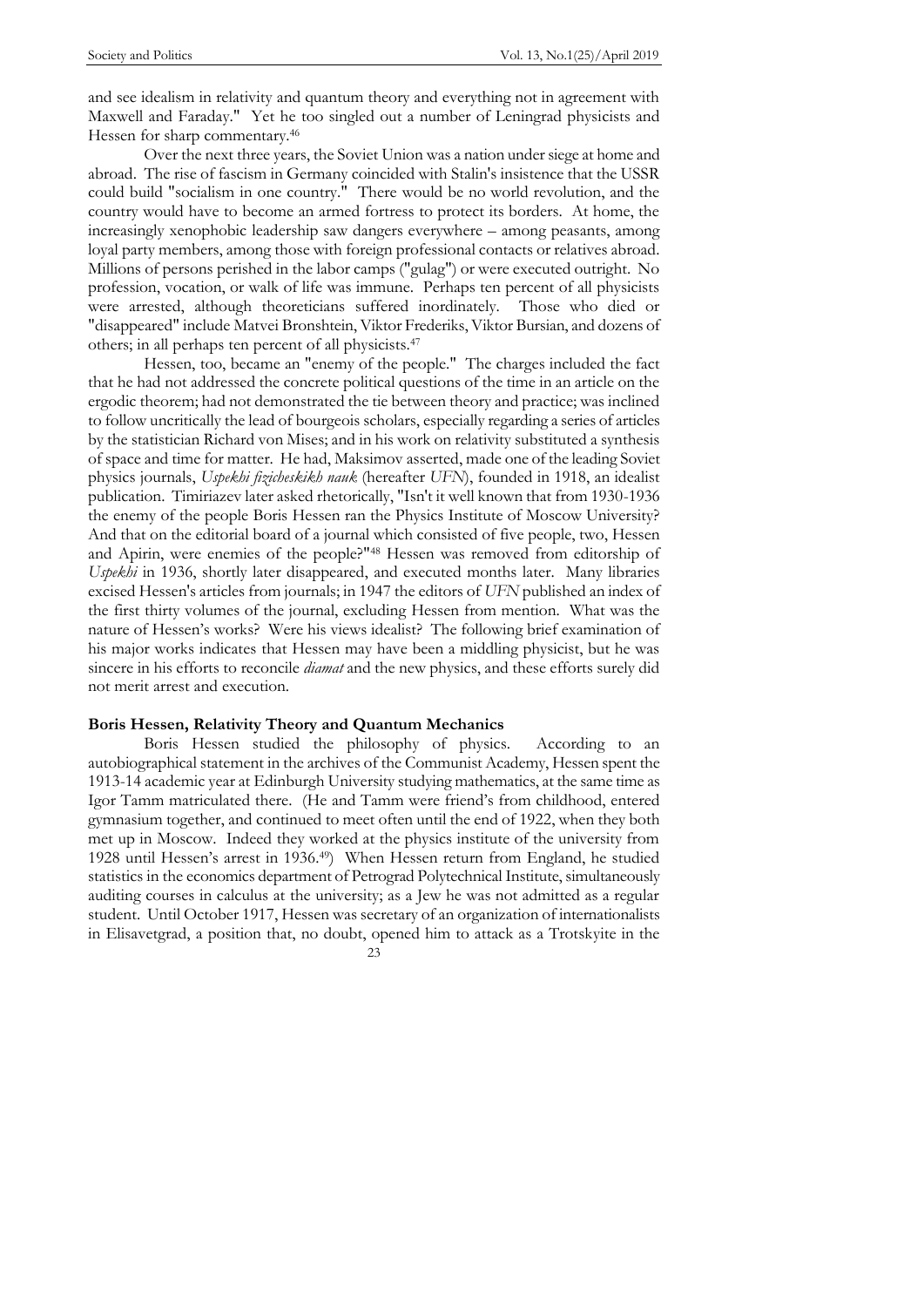and see idealism in relativity and quantum theory and everything not in agreement with Maxwell and Faraday." Yet he too singled out a number of Leningrad physicists and Hessen for sharp commentary.[46]

Over the next three years, the Soviet Union was a nation under siege at home and abroad. The rise of fascism in Germany coincided with Stalin's insistence that the USSR could build "socialism in one country." There would be no world revolution, and the country would have to become an armed fortress to protect its borders. At home, the increasingly xenophobic leadership saw dangers everywhere – among peasants, among loyal party members, among those with foreign professional contacts or relatives abroad. Millions of persons perished in the labor camps ("gulag") or were executed outright. No profession, vocation, or walk of life was immune. Perhaps ten percent of all physicists were arrested, although theoreticians suffered inordinately. Those who died or "disappeared" include Matvei Bronshtein, Viktor Frederiks, Viktor Bursian, and dozens of others; in all perhaps ten percent of all physicists.[47]

Hessen, too, became an "enemy of the people." The charges included the fact that he had not addressed the concrete political questions of the time in an article on the ergodic theorem; had not demonstrated the tie between theory and practice; was inclined to follow uncritically the lead of bourgeois scholars, especially regarding a series of articles by the statistician Richard von Mises; and in his work on relativity substituted a synthesis of space and time for matter. He had, Maksimov asserted, made one of the leading Soviet physics journals, *Uspekhi fizicheskikh nauk* (hereafter *UFN*), founded in 1918, an idealist publication. Timiriazev later asked rhetorically, "Isn't it well known that from 1930-1936 the enemy of the people Boris Hessen ran the Physics Institute of Moscow University? And that on the editorial board of a journal which consisted of five people, two, Hessen and Apirin, were enemies of the people?"[48] Hessen was removed from editorship of *Uspekhi* in 1936, shortly later disappeared, and executed months later. Many libraries excised Hessen's articles from journals; in 1947 the editors of *UFN* published an index of the first thirty volumes of the journal, excluding Hessen from mention. What was the nature of Hessen's works? Were his views idealist? The following brief examination of his major works indicates that Hessen may have been a middling physicist, but he was sincere in his efforts to reconcile *diamat* and the new physics, and these efforts surely did not merit arrest and execution.

## Boris Hessen, Relativity Theory and Quantum Mechanics

Boris Hessen studied the philosophy of physics. According to an autobiographical statement in the archives of the Communist Academy, Hessen spent the 1913-14 academic year at Edinburgh University studying mathematics, at the same time as Igor Tamm matriculated there. (He and Tamm were friend's from childhood, entered gymnasium together, and continued to meet often until the end of 1922, when they both met up in Moscow. Indeed they worked at the physics institute of the university from 1928 until Hessen's arrest in 1936.[49]) When Hessen return from England, he studied statistics in the economics department of Petrograd Polytechnical Institute, simultaneously auditing courses in calculus at the university; as a Jew he was not admitted as a regular student. Until October 1917, Hessen was secretary of an organization of internationalists in Elisavetgrad, a position that, no doubt, opened him to attack as a Trotskyite in the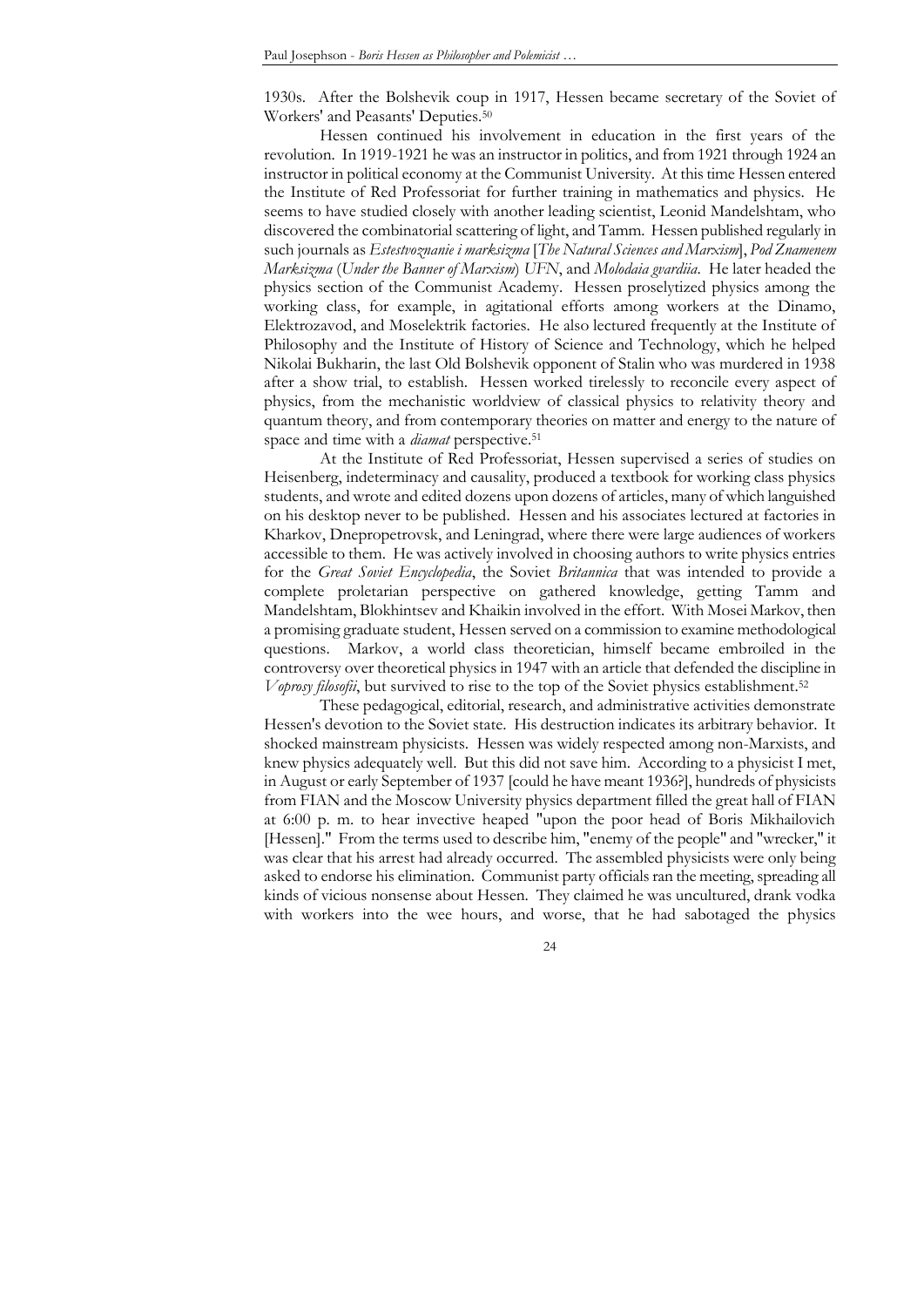1930s. After the Bolshevik coup in 1917, Hessen became secretary of the Soviet of Workers' and Peasants' Deputies.[50]

Hessen continued his involvement in education in the first years of the revolution. In 1919-1921 he was an instructor in politics, and from 1921 through 1924 an instructor in political economy at the Communist University. At this time Hessen entered the Institute of Red Professoriat for further training in mathematics and physics. He seems to have studied closely with another leading scientist, Leonid Mandelshtam, who discovered the combinatorial scattering of light, and Tamm. Hessen published regularly in such journals as *Estestvoznanie i marksizma* [*The Natural Sciences and Marxism*], *Pod Znamenem Marksizma* (*Under the Banner of Marxism*) *UFN*, and *Molodaia gvardiia*. He later headed the physics section of the Communist Academy. Hessen proselytized physics among the working class, for example, in agitational efforts among workers at the Dinamo, Elektrozavod, and Moselektrik factories. He also lectured frequently at the Institute of Philosophy and the Institute of History of Science and Technology, which he helped Nikolai Bukharin, the last Old Bolshevik opponent of Stalin who was murdered in 1938 after a show trial, to establish. Hessen worked tirelessly to reconcile every aspect of physics, from the mechanistic worldview of classical physics to relativity theory and quantum theory, and from contemporary theories on matter and energy to the nature of space and time with a *diamat* perspective.[51]

At the Institute of Red Professoriat, Hessen supervised a series of studies on Heisenberg, indeterminacy and causality, produced a textbook for working class physics students, and wrote and edited dozens upon dozens of articles, many of which languished on his desktop never to be published. Hessen and his associates lectured at factories in Kharkov, Dnepropetrovsk, and Leningrad, where there were large audiences of workers accessible to them. He was actively involved in choosing authors to write physics entries for the *Great Soviet Encyclopedia*, the Soviet *Britannica* that was intended to provide a complete proletarian perspective on gathered knowledge, getting Tamm and Mandelshtam, Blokhintsev and Khaikin involved in the effort. With Mosei Markov, then a promising graduate student, Hessen served on a commission to examine methodological questions. Markov, a world class theoretician, himself became embroiled in the controversy over theoretical physics in 1947 with an article that defended the discipline in *Voprosy filosofii*, but survived to rise to the top of the Soviet physics establishment.[52]

These pedagogical, editorial, research, and administrative activities demonstrate Hessen's devotion to the Soviet state. His destruction indicates its arbitrary behavior. It shocked mainstream physicists. Hessen was widely respected among non-Marxists, and knew physics adequately well. But this did not save him. According to a physicist I met, in August or early September of 1937 [could he have meant 1936?], hundreds of physicists from FIAN and the Moscow University physics department filled the great hall of FIAN at 6:00 p. m. to hear invective heaped "upon the poor head of Boris Mikhailovich [Hessen]." From the terms used to describe him, "enemy of the people" and "wrecker," it was clear that his arrest had already occurred. The assembled physicists were only being asked to endorse his elimination. Communist party officials ran the meeting, spreading all kinds of vicious nonsense about Hessen. They claimed he was uncultured, drank vodka with workers into the wee hours, and worse, that he had sabotaged the physics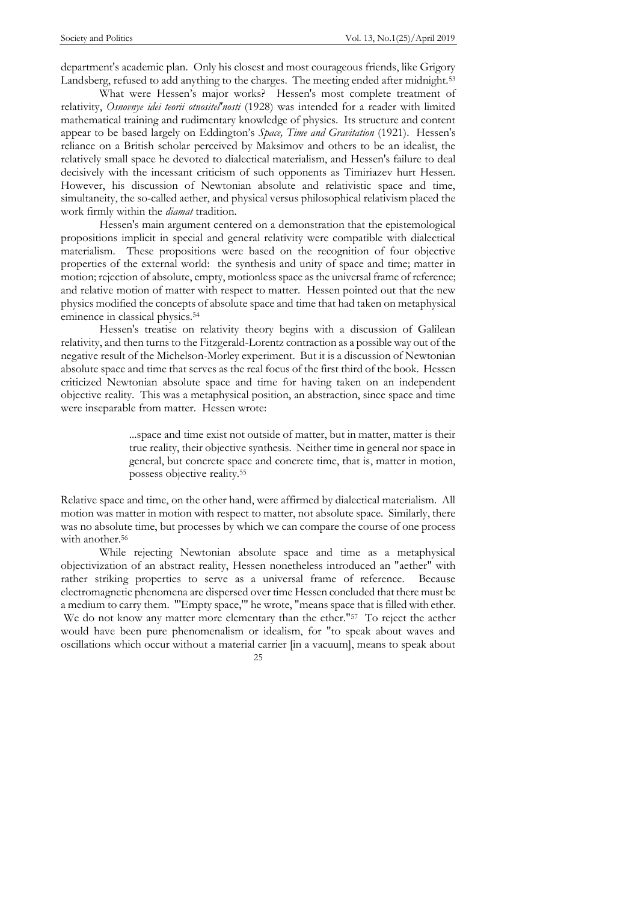department's academic plan. Only his closest and most courageous friends, like Grigory Landsberg, refused to add anything to the charges. The meeting ended after midnight.[53]

What were Hessen's major works? Hessen's most complete treatment of relativity, *Osnovnye idei teorii otnositel'nosti* (1928) was intended for a reader with limited mathematical training and rudimentary knowledge of physics. Its structure and content appear to be based largely on Eddington's *Space, Time and Gravitation* (1921). Hessen's reliance on a British scholar perceived by Maksimov and others to be an idealist, the relatively small space he devoted to dialectical materialism, and Hessen's failure to deal decisively with the incessant criticism of such opponents as Timiriazev hurt Hessen. However, his discussion of Newtonian absolute and relativistic space and time, simultaneity, the so-called aether, and physical versus philosophical relativism placed the work firmly within the *diamat* tradition.

Hessen's main argument centered on a demonstration that the epistemological propositions implicit in special and general relativity were compatible with dialectical materialism. These propositions were based on the recognition of four objective properties of the external world: the synthesis and unity of space and time; matter in motion; rejection of absolute, empty, motionless space as the universal frame of reference; and relative motion of matter with respect to matter. Hessen pointed out that the new physics modified the concepts of absolute space and time that had taken on metaphysical eminence in classical physics.[54]

Hessen's treatise on relativity theory begins with a discussion of Galilean relativity, and then turns to the Fitzgerald-Lorentz contraction as a possible way out of the negative result of the Michelson-Morley experiment. But it is a discussion of Newtonian absolute space and time that serves as the real focus of the first third of the book. Hessen criticized Newtonian absolute space and time for having taken on an independent objective reality. This was a metaphysical position, an abstraction, since space and time were inseparable from matter. Hessen wrote:

> ...space and time exist not outside of matter, but in matter, matter is their true reality, their objective synthesis. Neither time in general nor space in general, but concrete space and concrete time, that is, matter in motion, possess objective reality.[55]

Relative space and time, on the other hand, were affirmed by dialectical materialism. All motion was matter in motion with respect to matter, not absolute space. Similarly, there was no absolute time, but processes by which we can compare the course of one process with another.[56]

While rejecting Newtonian absolute space and time as a metaphysical objectivization of an abstract reality, Hessen nonetheless introduced an "aether" with rather striking properties to serve as a universal frame of reference. Because electromagnetic phenomena are dispersed over time Hessen concluded that there must be a medium to carry them. "'Empty space,'" he wrote, "means space that is filled with ether. We do not know any matter more elementary than the ether."[57] To reject the aether would have been pure phenomenalism or idealism, for "to speak about waves and oscillations which occur without a material carrier [in a vacuum], means to speak about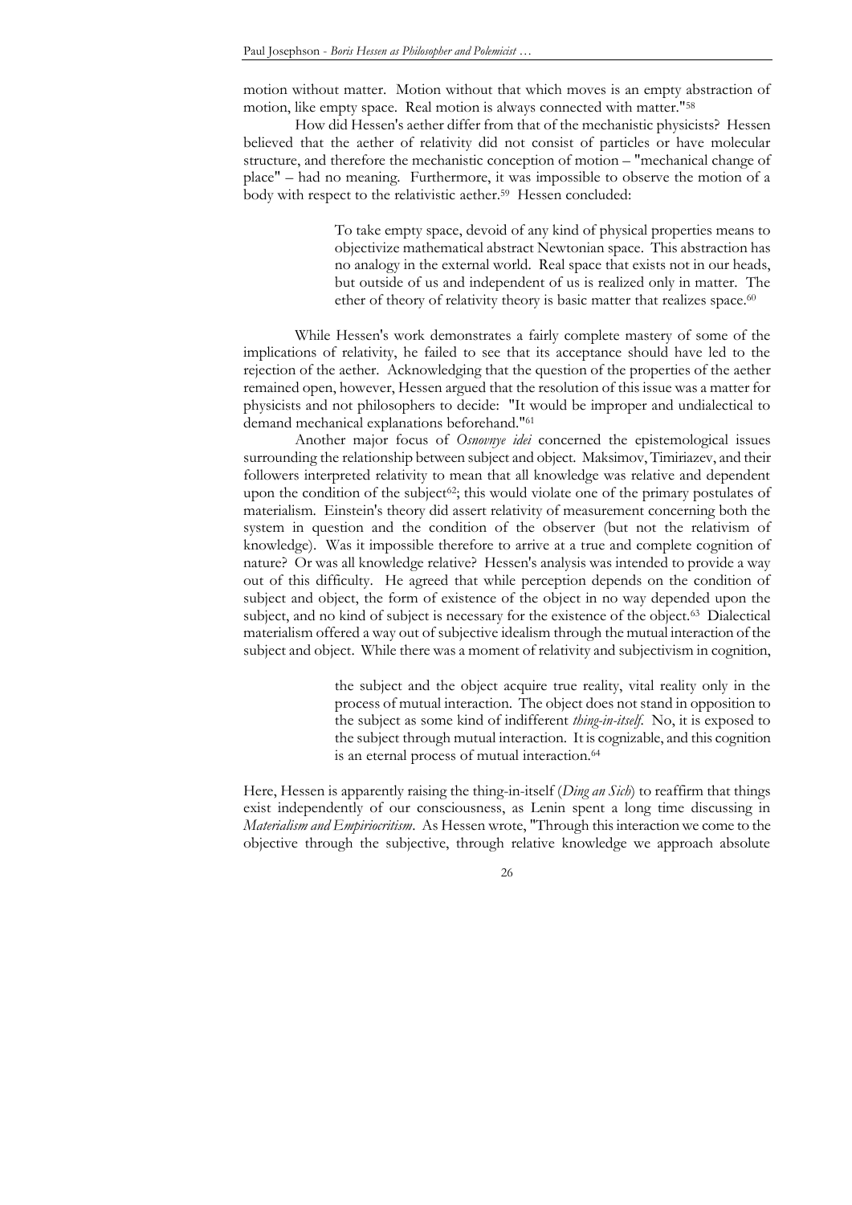motion without matter. Motion without that which moves is an empty abstraction of motion, like empty space. Real motion is always connected with matter."[58]

How did Hessen's aether differ from that of the mechanistic physicists? Hessen believed that the aether of relativity did not consist of particles or have molecular structure, and therefore the mechanistic conception of motion – "mechanical change of place" – had no meaning. Furthermore, it was impossible to observe the motion of a body with respect to the relativistic aether.[59] Hessen concluded:

> To take empty space, devoid of any kind of physical properties means to objectivize mathematical abstract Newtonian space. This abstraction has no analogy in the external world. Real space that exists not in our heads, but outside of us and independent of us is realized only in matter. The ether of theory of relativity theory is basic matter that realizes space.[60]

While Hessen's work demonstrates a fairly complete mastery of some of the implications of relativity, he failed to see that its acceptance should have led to the rejection of the aether. Acknowledging that the question of the properties of the aether remained open, however, Hessen argued that the resolution of this issue was a matter for physicists and not philosophers to decide: "It would be improper and undialectical to demand mechanical explanations beforehand."[61]

Another major focus of *Osnovnye idei* concerned the epistemological issues surrounding the relationship between subject and object. Maksimov, Timiriazev, and their followers interpreted relativity to mean that all knowledge was relative and dependent upon the condition of the subject[62]; this would violate one of the primary postulates of materialism. Einstein's theory did assert relativity of measurement concerning both the system in question and the condition of the observer (but not the relativism of knowledge). Was it impossible therefore to arrive at a true and complete cognition of nature? Or was all knowledge relative? Hessen's analysis was intended to provide a way out of this difficulty. He agreed that while perception depends on the condition of subject and object, the form of existence of the object in no way depended upon the subject, and no kind of subject is necessary for the existence of the object.[63] Dialectical materialism offered a way out of subjective idealism through the mutual interaction of the subject and object. While there was a moment of relativity and subjectivism in cognition,

> the subject and the object acquire true reality, vital reality only in the process of mutual interaction. The object does not stand in opposition to the subject as some kind of indifferent *thing-in-itself*. No, it is exposed to the subject through mutual interaction. It is cognizable, and this cognition is an eternal process of mutual interaction.[64]

Here, Hessen is apparently raising the thing-in-itself (*Ding an Sich*) to reaffirm that things exist independently of our consciousness, as Lenin spent a long time discussing in *Materialism and Empiriocritism*. As Hessen wrote, "Through this interaction we come to the objective through the subjective, through relative knowledge we approach absolute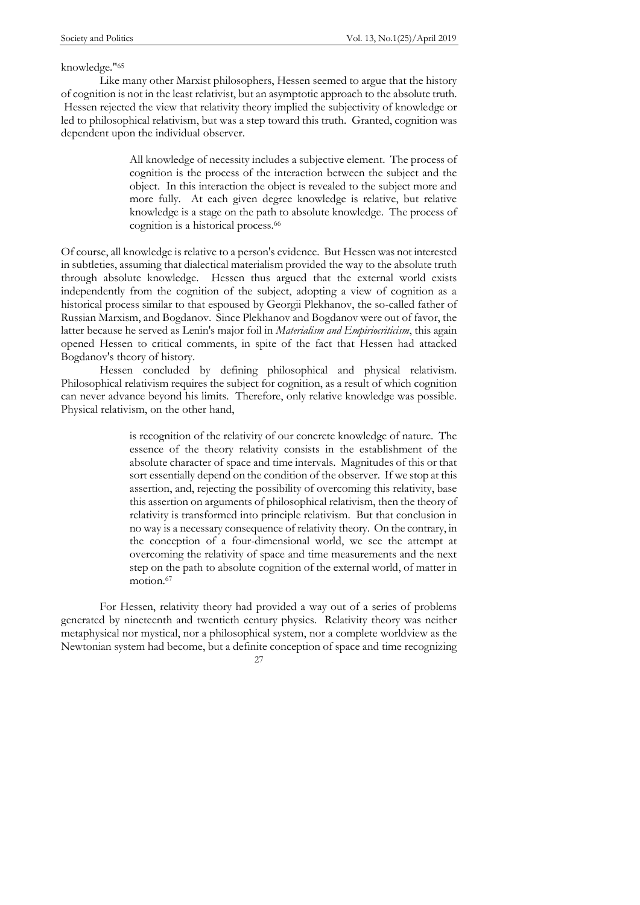knowledge."[65]

Like many other Marxist philosophers, Hessen seemed to argue that the history of cognition is not in the least relativist, but an asymptotic approach to the absolute truth. Hessen rejected the view that relativity theory implied the subjectivity of knowledge or led to philosophical relativism, but was a step toward this truth. Granted, cognition was dependent upon the individual observer.

> All knowledge of necessity includes a subjective element. The process of cognition is the process of the interaction between the subject and the object. In this interaction the object is revealed to the subject more and more fully. At each given degree knowledge is relative, but relative knowledge is a stage on the path to absolute knowledge. The process of cognition is a historical process.[66]

Of course, all knowledge is relative to a person's evidence. But Hessen was not interested in subtleties, assuming that dialectical materialism provided the way to the absolute truth through absolute knowledge. Hessen thus argued that the external world exists independently from the cognition of the subject, adopting a view of cognition as a historical process similar to that espoused by Georgii Plekhanov, the so-called father of Russian Marxism, and Bogdanov. Since Plekhanov and Bogdanov were out of favor, the latter because he served as Lenin's major foil in *Materialism and Empiriocriticism*, this again opened Hessen to critical comments, in spite of the fact that Hessen had attacked Bogdanov's theory of history.

Hessen concluded by defining philosophical and physical relativism. Philosophical relativism requires the subject for cognition, as a result of which cognition can never advance beyond his limits. Therefore, only relative knowledge was possible. Physical relativism, on the other hand,

> is recognition of the relativity of our concrete knowledge of nature. The essence of the theory relativity consists in the establishment of the absolute character of space and time intervals. Magnitudes of this or that sort essentially depend on the condition of the observer. If we stop at this assertion, and, rejecting the possibility of overcoming this relativity, base this assertion on arguments of philosophical relativism, then the theory of relativity is transformed into principle relativism. But that conclusion in no way is a necessary consequence of relativity theory. On the contrary, in the conception of a four-dimensional world, we see the attempt at overcoming the relativity of space and time measurements and the next step on the path to absolute cognition of the external world, of matter in motion.[67]

For Hessen, relativity theory had provided a way out of a series of problems generated by nineteenth and twentieth century physics. Relativity theory was neither metaphysical nor mystical, nor a philosophical system, nor a complete worldview as the Newtonian system had become, but a definite conception of space and time recognizing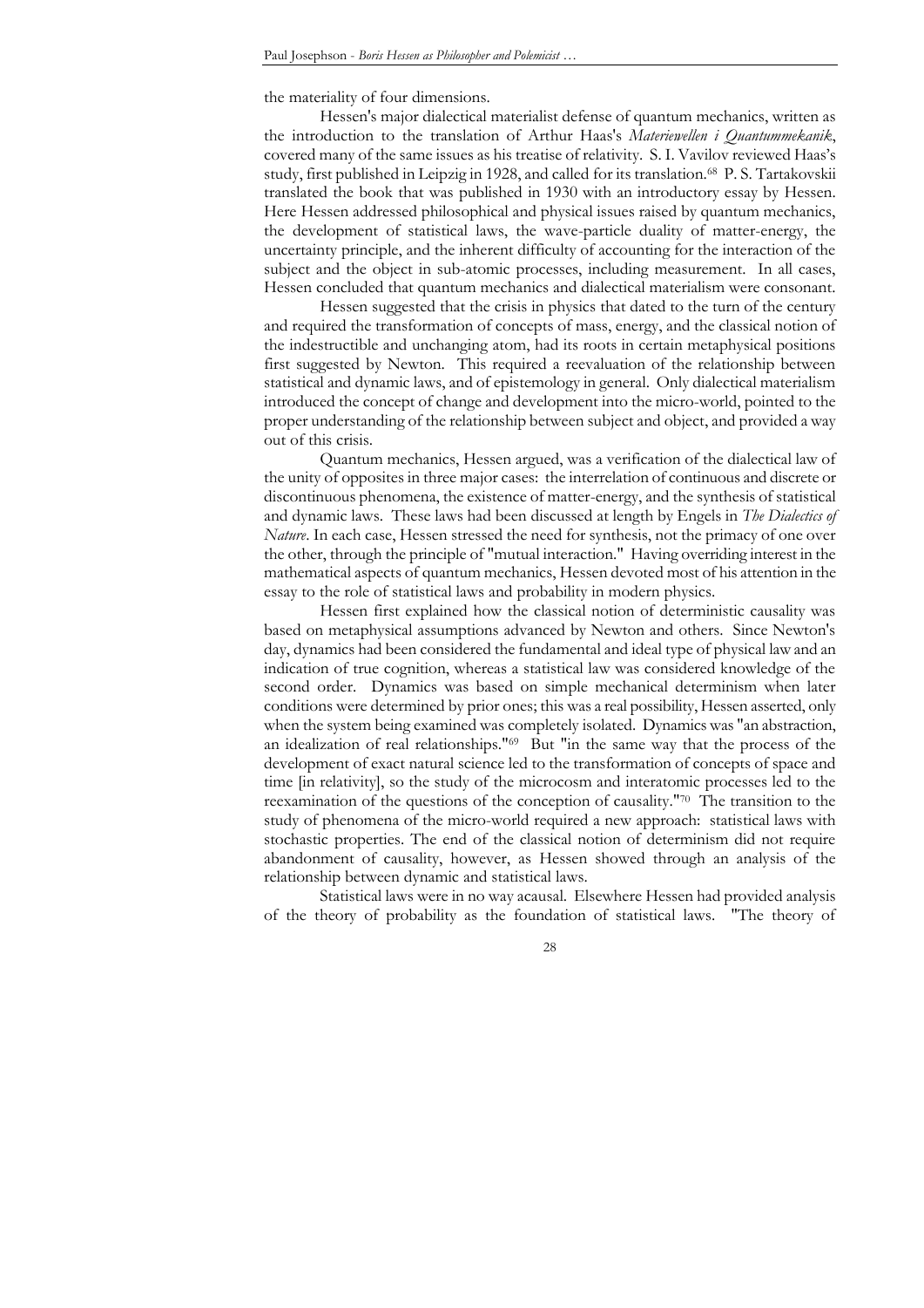the materiality of four dimensions.

Hessen's major dialectical materialist defense of quantum mechanics, written as the introduction to the translation of Arthur Haas's *Materiewellen i Quantummekanik*, covered many of the same issues as his treatise of relativity. S. I. Vavilov reviewed Haas's study, first published in Leipzig in 1928, and called for its translation.[68] P. S. Tartakovskii translated the book that was published in 1930 with an introductory essay by Hessen. Here Hessen addressed philosophical and physical issues raised by quantum mechanics, the development of statistical laws, the wave-particle duality of matter-energy, the uncertainty principle, and the inherent difficulty of accounting for the interaction of the subject and the object in sub-atomic processes, including measurement. In all cases, Hessen concluded that quantum mechanics and dialectical materialism were consonant.

Hessen suggested that the crisis in physics that dated to the turn of the century and required the transformation of concepts of mass, energy, and the classical notion of the indestructible and unchanging atom, had its roots in certain metaphysical positions first suggested by Newton. This required a reevaluation of the relationship between statistical and dynamic laws, and of epistemology in general. Only dialectical materialism introduced the concept of change and development into the micro-world, pointed to the proper understanding of the relationship between subject and object, and provided a way out of this crisis.

Quantum mechanics, Hessen argued, was a verification of the dialectical law of the unity of opposites in three major cases: the interrelation of continuous and discrete or discontinuous phenomena, the existence of matter-energy, and the synthesis of statistical and dynamic laws. These laws had been discussed at length by Engels in *The Dialectics of Nature*. In each case, Hessen stressed the need for synthesis, not the primacy of one over the other, through the principle of "mutual interaction." Having overriding interest in the mathematical aspects of quantum mechanics, Hessen devoted most of his attention in the essay to the role of statistical laws and probability in modern physics.

Hessen first explained how the classical notion of deterministic causality was based on metaphysical assumptions advanced by Newton and others. Since Newton's day, dynamics had been considered the fundamental and ideal type of physical law and an indication of true cognition, whereas a statistical law was considered knowledge of the second order. Dynamics was based on simple mechanical determinism when later conditions were determined by prior ones; this was a real possibility, Hessen asserted, only when the system being examined was completely isolated. Dynamics was "an abstraction, an idealization of real relationships."[69] But "in the same way that the process of the development of exact natural science led to the transformation of concepts of space and time [in relativity], so the study of the microcosm and interatomic processes led to the reexamination of the questions of the conception of causality."[70] The transition to the study of phenomena of the micro-world required a new approach: statistical laws with stochastic properties. The end of the classical notion of determinism did not require abandonment of causality, however, as Hessen showed through an analysis of the relationship between dynamic and statistical laws.

Statistical laws were in no way acausal. Elsewhere Hessen had provided analysis of the theory of probability as the foundation of statistical laws. "The theory of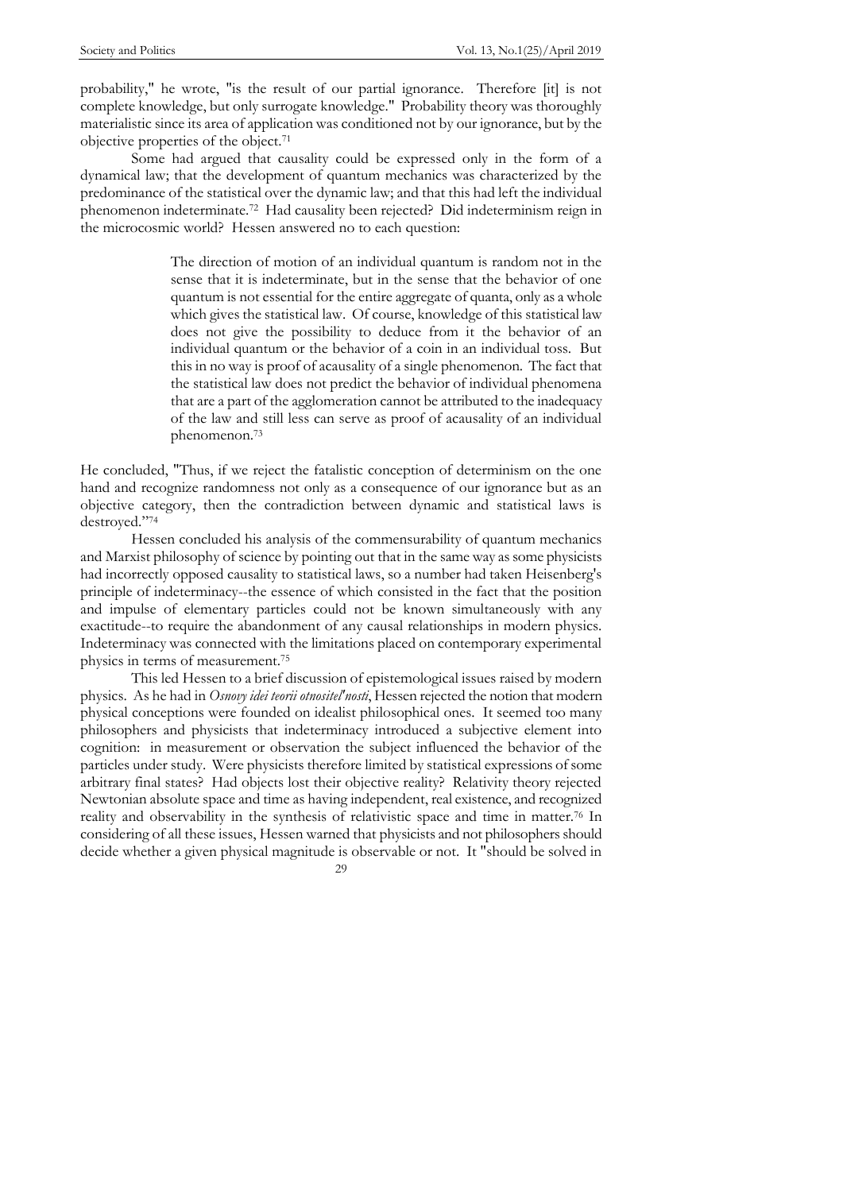probability," he wrote, "is the result of our partial ignorance. Therefore [it] is not complete knowledge, but only surrogate knowledge." Probability theory was thoroughly materialistic since its area of application was conditioned not by our ignorance, but by the objective properties of the object.[71]

Some had argued that causality could be expressed only in the form of a dynamical law; that the development of quantum mechanics was characterized by the predominance of the statistical over the dynamic law; and that this had left the individual phenomenon indeterminate.[72] Had causality been rejected? Did indeterminism reign in the microcosmic world? Hessen answered no to each question:

> The direction of motion of an individual quantum is random not in the sense that it is indeterminate, but in the sense that the behavior of one quantum is not essential for the entire aggregate of quanta, only as a whole which gives the statistical law. Of course, knowledge of this statistical law does not give the possibility to deduce from it the behavior of an individual quantum or the behavior of a coin in an individual toss. But this in no way is proof of acausality of a single phenomenon. The fact that the statistical law does not predict the behavior of individual phenomena that are a part of the agglomeration cannot be attributed to the inadequacy of the law and still less can serve as proof of acausality of an individual phenomenon.[73]

He concluded, "Thus, if we reject the fatalistic conception of determinism on the one hand and recognize randomness not only as a consequence of our ignorance but as an objective category, then the contradiction between dynamic and statistical laws is destroyed."[74]

Hessen concluded his analysis of the commensurability of quantum mechanics and Marxist philosophy of science by pointing out that in the same way as some physicists had incorrectly opposed causality to statistical laws, so a number had taken Heisenberg's principle of indeterminacy--the essence of which consisted in the fact that the position and impulse of elementary particles could not be known simultaneously with any exactitude--to require the abandonment of any causal relationships in modern physics. Indeterminacy was connected with the limitations placed on contemporary experimental physics in terms of measurement.[75]

This led Hessen to a brief discussion of epistemological issues raised by modern physics. As he had in *Osnovy idei teorii otnositel'nosti*, Hessen rejected the notion that modern physical conceptions were founded on idealist philosophical ones. It seemed too many philosophers and physicists that indeterminacy introduced a subjective element into cognition: in measurement or observation the subject influenced the behavior of the particles under study. Were physicists therefore limited by statistical expressions of some arbitrary final states? Had objects lost their objective reality? Relativity theory rejected Newtonian absolute space and time as having independent, real existence, and recognized reality and observability in the synthesis of relativistic space and time in matter.[76] In considering of all these issues, Hessen warned that physicists and not philosophers should decide whether a given physical magnitude is observable or not. It "should be solved in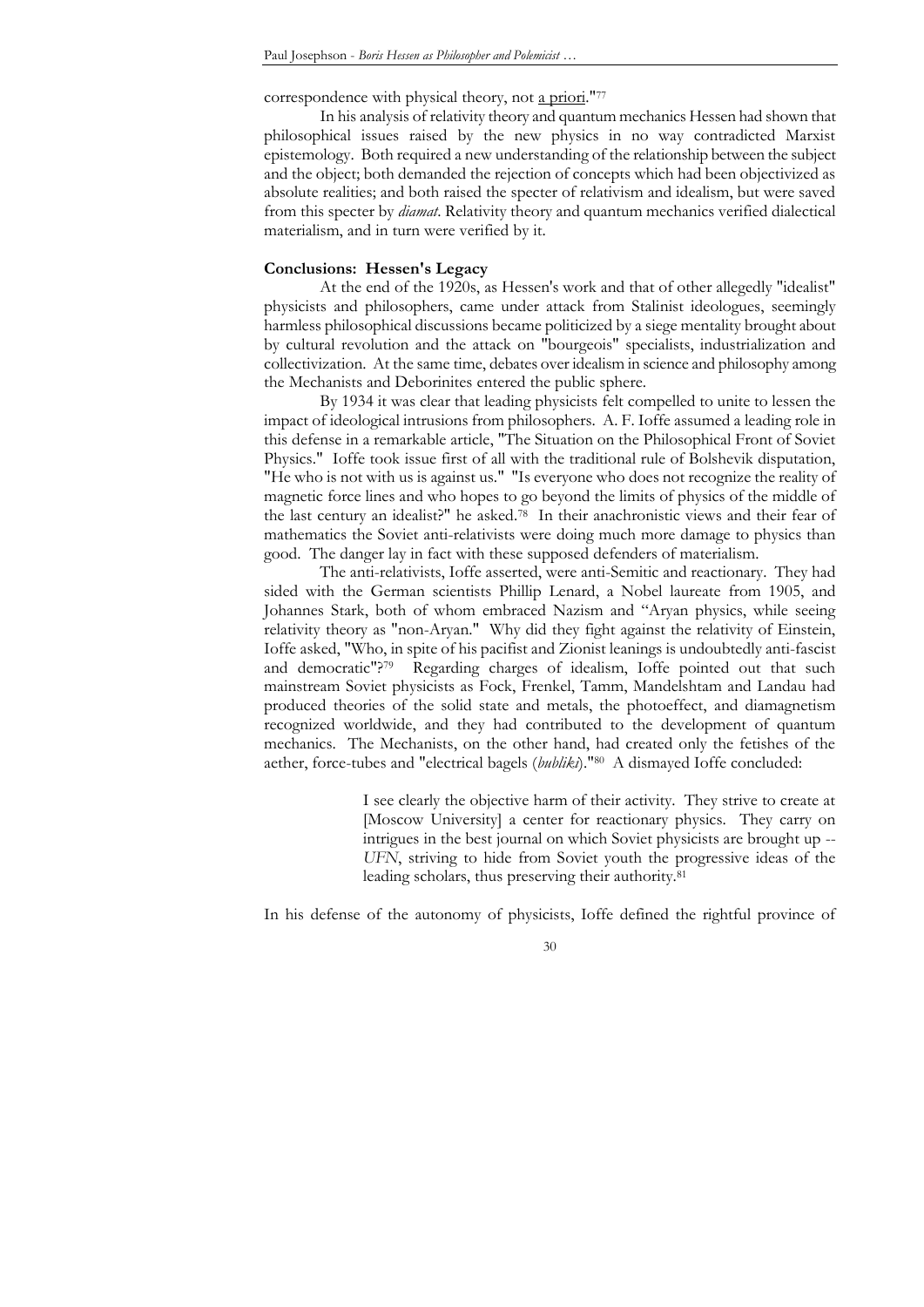correspondence with physical theory, not a priori."[77]

In his analysis of relativity theory and quantum mechanics Hessen had shown that philosophical issues raised by the new physics in no way contradicted Marxist epistemology. Both required a new understanding of the relationship between the subject and the object; both demanded the rejection of concepts which had been objectivized as absolute realities; and both raised the specter of relativism and idealism, but were saved from this specter by *diamat*. Relativity theory and quantum mechanics verified dialectical materialism, and in turn were verified by it.

**Conclusions: Hessen's Legacy**

At the end of the 1920s, as Hessen's work and that of other allegedly "idealist" physicists and philosophers, came under attack from Stalinist ideologues, seemingly harmless philosophical discussions became politicized by a siege mentality brought about by cultural revolution and the attack on "bourgeois" specialists, industrialization and collectivization. At the same time, debates over idealism in science and philosophy among the Mechanists and Deborinites entered the public sphere.

By 1934 it was clear that leading physicists felt compelled to unite to lessen the impact of ideological intrusions from philosophers. A. F. Ioffe assumed a leading role in this defense in a remarkable article, "The Situation on the Philosophical Front of Soviet Physics." Ioffe took issue first of all with the traditional rule of Bolshevik disputation, "He who is not with us is against us." "Is everyone who does not recognize the reality of magnetic force lines and who hopes to go beyond the limits of physics of the middle of the last century an idealist?" he asked.[78] In their anachronistic views and their fear of mathematics the Soviet anti-relativists were doing much more damage to physics than good. The danger lay in fact with these supposed defenders of materialism.

The anti-relativists, Ioffe asserted, were anti-Semitic and reactionary. They had sided with the German scientists Phillip Lenard, a Nobel laureate from 1905, and Johannes Stark, both of whom embraced Nazism and "Aryan physics, while seeing relativity theory as "non-Aryan." Why did they fight against the relativity of Einstein, Ioffe asked, "Who, in spite of his pacifist and Zionist leanings is undoubtedly anti-fascist and democratic"?[79] Regarding charges of idealism, Ioffe pointed out that such mainstream Soviet physicists as Fock, Frenkel, Tamm, Mandelshtam and Landau had produced theories of the solid state and metals, the photoeffect, and diamagnetism recognized worldwide, and they had contributed to the development of quantum mechanics. The Mechanists, on the other hand, had created only the fetishes of the aether, force-tubes and "electrical bagels (*bubliki*)."[80] A dismayed Ioffe concluded:

> I see clearly the objective harm of their activity. They strive to create at [Moscow University] a center for reactionary physics. They carry on intrigues in the best journal on which Soviet physicists are brought up -- *UFN*, striving to hide from Soviet youth the progressive ideas of the leading scholars, thus preserving their authority.[81]

In his defense of the autonomy of physicists, Ioffe defined the rightful province of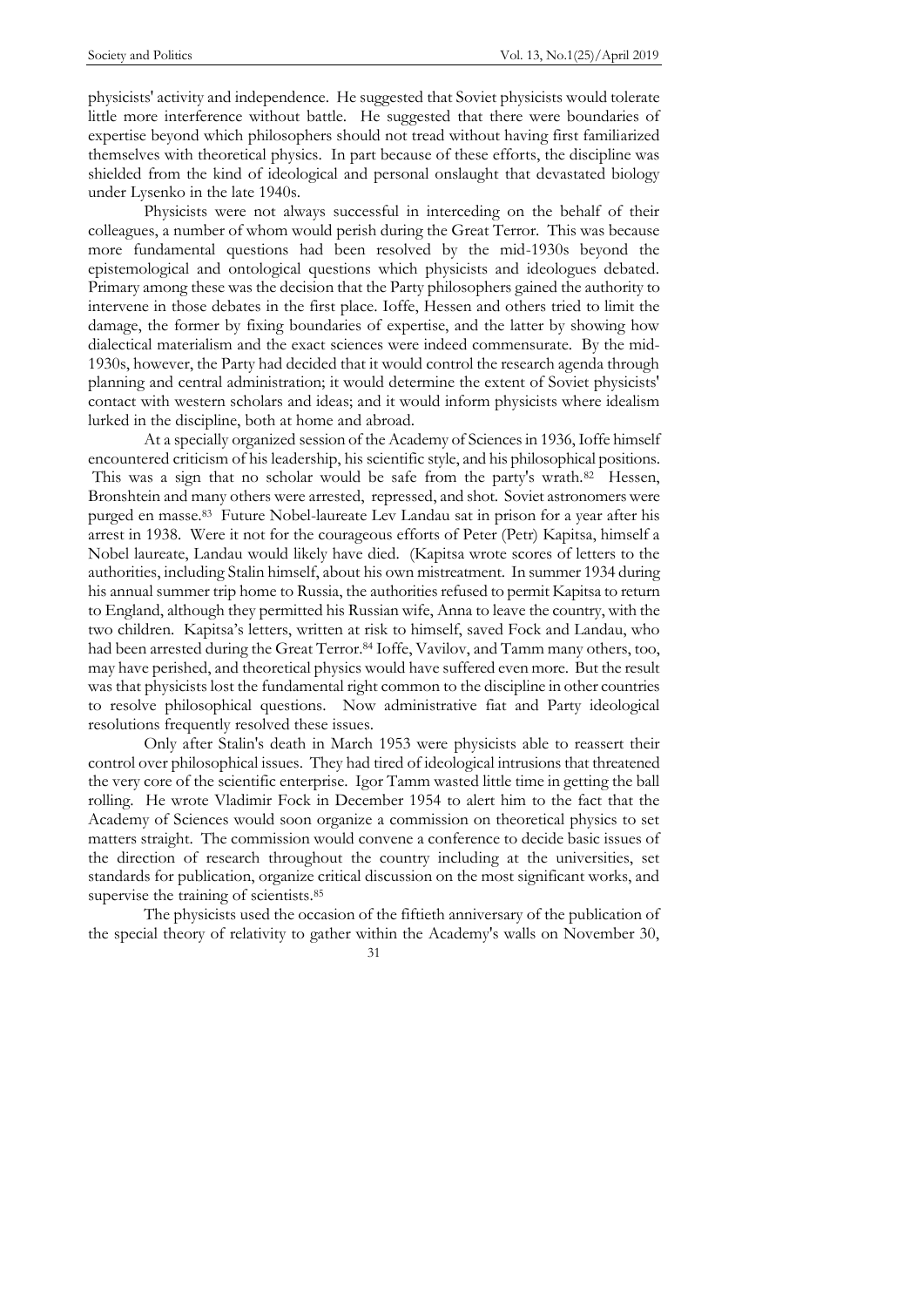physicists' activity and independence. He suggested that Soviet physicists would tolerate little more interference without battle. He suggested that there were boundaries of expertise beyond which philosophers should not tread without having first familiarized themselves with theoretical physics. In part because of these efforts, the discipline was shielded from the kind of ideological and personal onslaught that devastated biology under Lysenko in the late 1940s.

Physicists were not always successful in interceding on the behalf of their colleagues, a number of whom would perish during the Great Terror. This was because more fundamental questions had been resolved by the mid-1930s beyond the epistemological and ontological questions which physicists and ideologues debated. Primary among these was the decision that the Party philosophers gained the authority to intervene in those debates in the first place. Ioffe, Hessen and others tried to limit the damage, the former by fixing boundaries of expertise, and the latter by showing how dialectical materialism and the exact sciences were indeed commensurate. By the mid-1930s, however, the Party had decided that it would control the research agenda through planning and central administration; it would determine the extent of Soviet physicists' contact with western scholars and ideas; and it would inform physicists where idealism lurked in the discipline, both at home and abroad.

At a specially organized session of the Academy of Sciences in 1936, Ioffe himself encountered criticism of his leadership, his scientific style, and his philosophical positions. This was a sign that no scholar would be safe from the party's wrath.[82] Hessen, Bronshtein and many others were arrested, repressed, and shot. Soviet astronomers were purged en masse.[83] Future Nobel-laureate Lev Landau sat in prison for a year after his arrest in 1938. Were it not for the courageous efforts of Peter (Petr) Kapitsa, himself a Nobel laureate, Landau would likely have died. (Kapitsa wrote scores of letters to the authorities, including Stalin himself, about his own mistreatment. In summer 1934 during his annual summer trip home to Russia, the authorities refused to permit Kapitsa to return to England, although they permitted his Russian wife, Anna to leave the country, with the two children. Kapitsa's letters, written at risk to himself, saved Fock and Landau, who had been arrested during the Great Terror.[84] Ioffe, Vavilov, and Tamm many others, too, may have perished, and theoretical physics would have suffered even more. But the result was that physicists lost the fundamental right common to the discipline in other countries to resolve philosophical questions. Now administrative fiat and Party ideological resolutions frequently resolved these issues.

Only after Stalin's death in March 1953 were physicists able to reassert their control over philosophical issues. They had tired of ideological intrusions that threatened the very core of the scientific enterprise. Igor Tamm wasted little time in getting the ball rolling. He wrote Vladimir Fock in December 1954 to alert him to the fact that the Academy of Sciences would soon organize a commission on theoretical physics to set matters straight. The commission would convene a conference to decide basic issues of the direction of research throughout the country including at the universities, set standards for publication, organize critical discussion on the most significant works, and supervise the training of scientists.[85]

The physicists used the occasion of the fiftieth anniversary of the publication of the special theory of relativity to gather within the Academy's walls on November 30,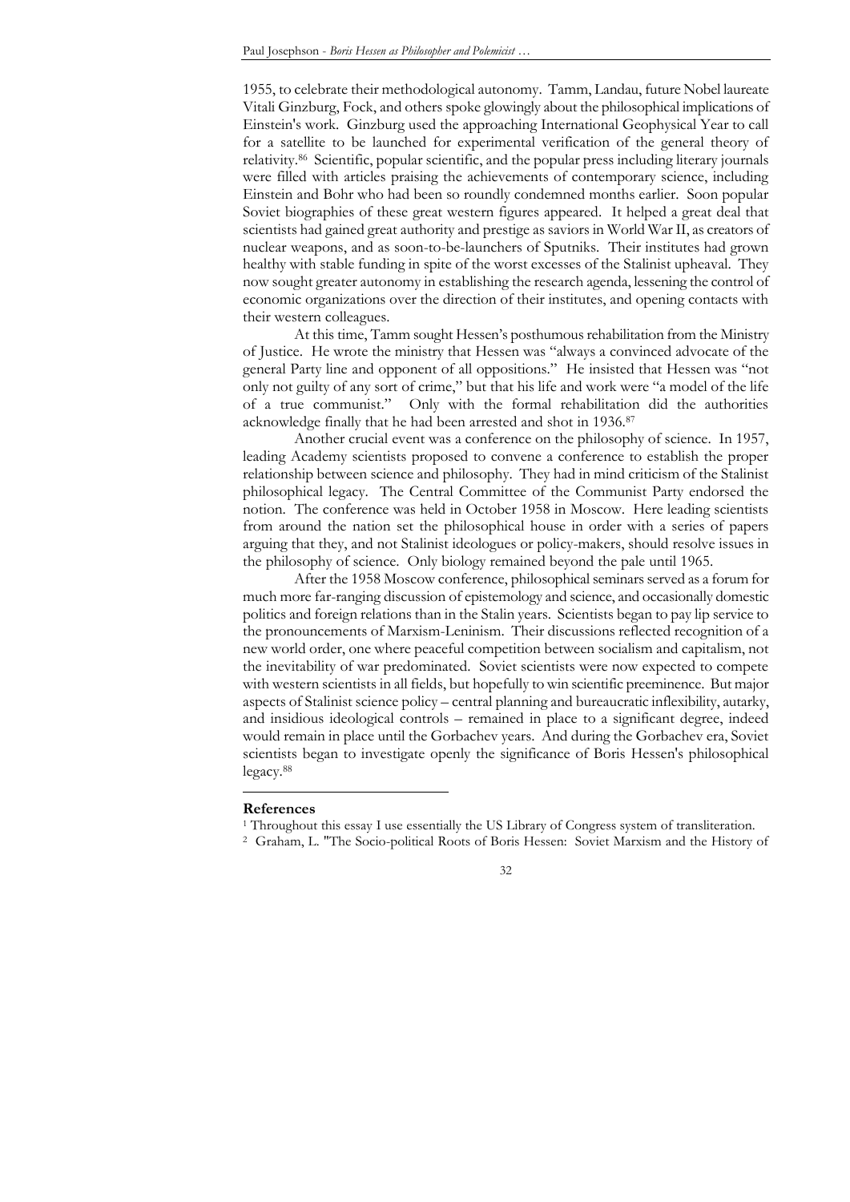1955, to celebrate their methodological autonomy. Tamm, Landau, future Nobel laureate Vitali Ginzburg, Fock, and others spoke glowingly about the philosophical implications of Einstein's work. Ginzburg used the approaching International Geophysical Year to call for a satellite to be launched for experimental verification of the general theory of relativity.[86] Scientific, popular scientific, and the popular press including literary journals were filled with articles praising the achievements of contemporary science, including Einstein and Bohr who had been so roundly condemned months earlier. Soon popular Soviet biographies of these great western figures appeared. It helped a great deal that scientists had gained great authority and prestige as saviors in World War II, as creators of nuclear weapons, and as soon-to-be-launchers of Sputniks. Their institutes had grown healthy with stable funding in spite of the worst excesses of the Stalinist upheaval. They now sought greater autonomy in establishing the research agenda, lessening the control of economic organizations over the direction of their institutes, and opening contacts with their western colleagues.

At this time, Tamm sought Hessen's posthumous rehabilitation from the Ministry of Justice. He wrote the ministry that Hessen was "always a convinced advocate of the general Party line and opponent of all oppositions." He insisted that Hessen was "not only not guilty of any sort of crime," but that his life and work were "a model of the life of a true communist." Only with the formal rehabilitation did the authorities acknowledge finally that he had been arrested and shot in 1936.[87]

Another crucial event was a conference on the philosophy of science. In 1957, leading Academy scientists proposed to convene a conference to establish the proper relationship between science and philosophy. They had in mind criticism of the Stalinist philosophical legacy. The Central Committee of the Communist Party endorsed the notion. The conference was held in October 1958 in Moscow. Here leading scientists from around the nation set the philosophical house in order with a series of papers arguing that they, and not Stalinist ideologues or policy-makers, should resolve issues in the philosophy of science. Only biology remained beyond the pale until 1965.

After the 1958 Moscow conference, philosophical seminars served as a forum for much more far-ranging discussion of epistemology and science, and occasionally domestic politics and foreign relations than in the Stalin years. Scientists began to pay lip service to the pronouncements of Marxism-Leninism. Their discussions reflected recognition of a new world order, one where peaceful competition between socialism and capitalism, not the inevitability of war predominated. Soviet scientists were now expected to compete with western scientists in all fields, but hopefully to win scientific preeminence. But major aspects of Stalinist science policy – central planning and bureaucratic inflexibility, autarky, and insidious ideological controls – remained in place to a significant degree, indeed would remain in place until the Gorbachev years. And during the Gorbachev era, Soviet scientists began to investigate openly the significance of Boris Hessen's philosophical legacy.[88]

## References

[1] Throughout this essay I use essentially the US Library of Congress system of transliteration.

[2] Graham, L. "The Socio-political Roots of Boris Hessen: Soviet Marxism and the History of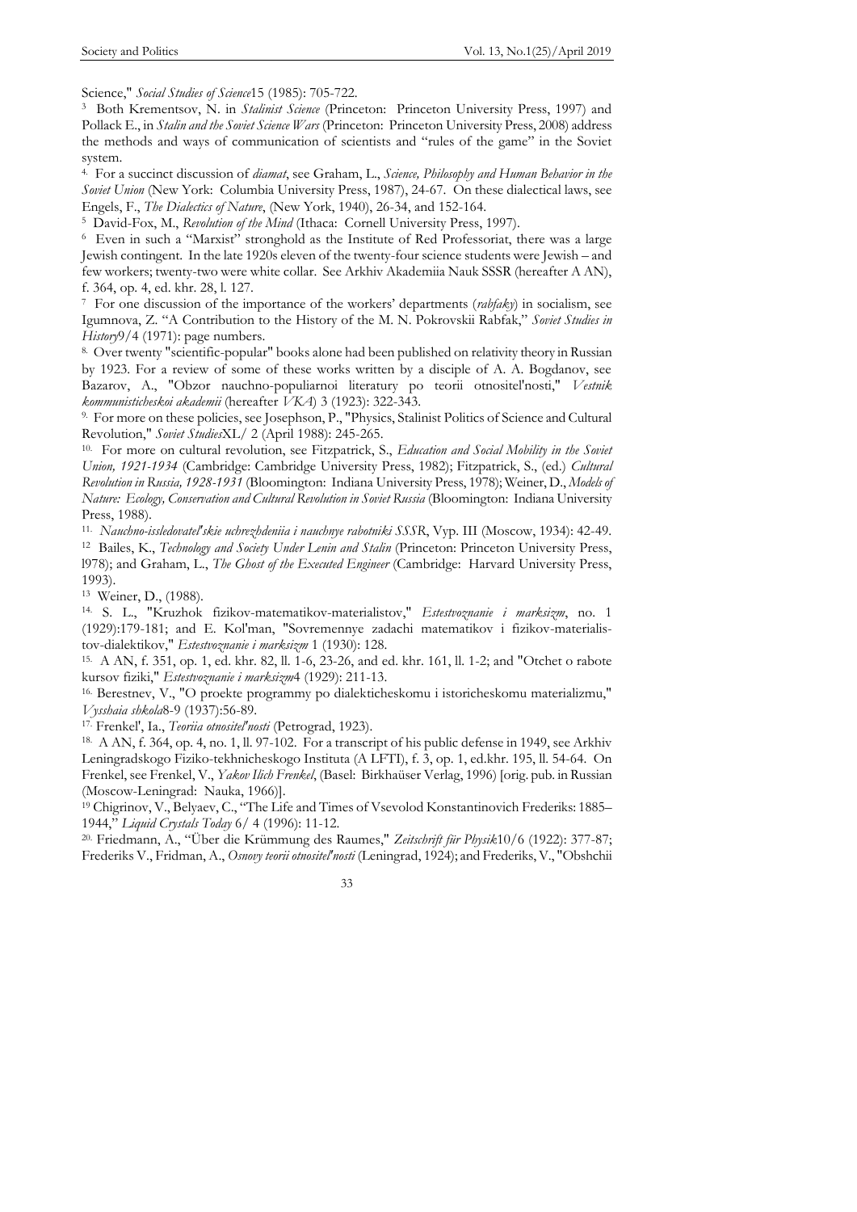Science," *Social Studies of Science*15 (1985): 705-722.

[3] Both Krementsov, N. in *Stalinist Science* (Princeton: Princeton University Press, 1997) and Pollack E., in *Stalin and the Soviet Science Wars* (Princeton: Princeton University Press, 2008) address the methods and ways of communication of scientists and "rules of the game" in the Soviet system.

[4.] For a succinct discussion of *diamat*, see Graham, L., *Science, Philosophy and Human Behavior in the Soviet Union* (New York: Columbia University Press, 1987), 24-67. On these dialectical laws, see Engels, F., *The Dialectics of Nature*, (New York, 1940), 26-34, and 152-164.

[5] David-Fox, M., *Revolution of the Mind* (Ithaca: Cornell University Press, 1997).

[6] Even in such a "Marxist" stronghold as the Institute of Red Professoriat, there was a large Jewish contingent. In the late 1920s eleven of the twenty-four science students were Jewish – and few workers; twenty-two were white collar. See Arkhiv Akademiia Nauk SSSR (hereafter A AN), f. 364, op. 4, ed. khr. 28, l. 127.

[7] For one discussion of the importance of the workers' departments (*rabfaky*) in socialism, see Igumnova, Z. "A Contribution to the History of the M. N. Pokrovskii Rabfak," *Soviet Studies in History*9/4 (1971): page numbers.

[8.] Over twenty "scientific-popular" books alone had been published on relativity theory in Russian by 1923. For a review of some of these works written by a disciple of A. A. Bogdanov, see Bazarov, A., "Obzor nauchno-populiarnoi literatury po teorii otnositel'nosti," *Vestnik kommunisticheskoi akademii* (hereafter *VKA*) 3 (1923): 322-343.

[9.] For more on these policies, see Josephson, P., "Physics, Stalinist Politics of Science and Cultural Revolution," *Soviet Studies*XL/ 2 (April 1988): 245-265.

[10.] For more on cultural revolution, see Fitzpatrick, S., *Education and Social Mobility in the Soviet Union, 1921-1934* (Cambridge: Cambridge University Press, 1982); Fitzpatrick, S., (ed.) *Cultural Revolution in Russia, 1928-1931* (Bloomington: Indiana University Press, 1978); Weiner, D., *Models of Nature: Ecology, Conservation and Cultural Revolution in Soviet Russia* (Bloomington: Indiana University Press, 1988).

[11.] *Nauchno-issledovatel'skie uchrezhdeniia i nauchnye rabotniki SSSR*, Vyp. III (Moscow, 1934): 42-49.

[12] Bailes, K., *Technology and Society Under Lenin and Stalin* (Princeton: Princeton University Press, l978); and Graham, L., *The Ghost of the Executed Engineer* (Cambridge: Harvard University Press, 1993).

[13] Weiner, D., (1988).

[14.] S. L., "Kruzhok fizikov-matematikov-materialistov," *Estestvoznanie i marksizm*, no. 1 (1929):179-181; and E. Kol'man, "Sovremennye zadachi matematikov i fizikov-materialistov-dialektikov," *Estestvoznanie i marksizm* 1 (1930): 128.

[15.] A AN, f. 351, op. 1, ed. khr. 82, ll. 1-6, 23-26, and ed. khr. 161, ll. 1-2; and "Otchet o rabote kursov fiziki," *Estestvoznanie i marksizm*4 (1929): 211-13.

[16.] Berestnev, V., "O proekte programmy po dialekticheskomu i istoricheskomu materializmu," *Vysshaia shkola*8-9 (1937):56-89.

[17.] Frenkel', Ia., *Teoriia otnositel'nosti* (Petrograd, 1923).

[18.] A AN, f. 364, op. 4, no. 1, ll. 97-102. For a transcript of his public defense in 1949, see Arkhiv Leningradskogo Fiziko-tekhnicheskogo Instituta (A LFTI), f. 3, op. 1, ed.khr. 195, ll. 54-64. On Frenkel, see Frenkel, V., *Yakov Ilich Frenkel*, (Basel: Birkhaüser Verlag, 1996) [orig. pub. in Russian (Moscow-Leningrad: Nauka, 1966)].

[19] Chigrinov, V., Belyaev, C., "The Life and Times of Vsevolod Konstantinovich Frederiks: 1885–1944," *Liquid Crystals Today* 6/ 4 (1996): 11-12.

[20.] Friedmann, A., "Über die Krümmung des Raumes," *Zeitschrift für Physik*10/6 (1922): 377-87; Frederiks V., Fridman, A., *Osnovy teorii otnositel'nosti* (Leningrad, 1924); and Frederiks, V., "Obshchii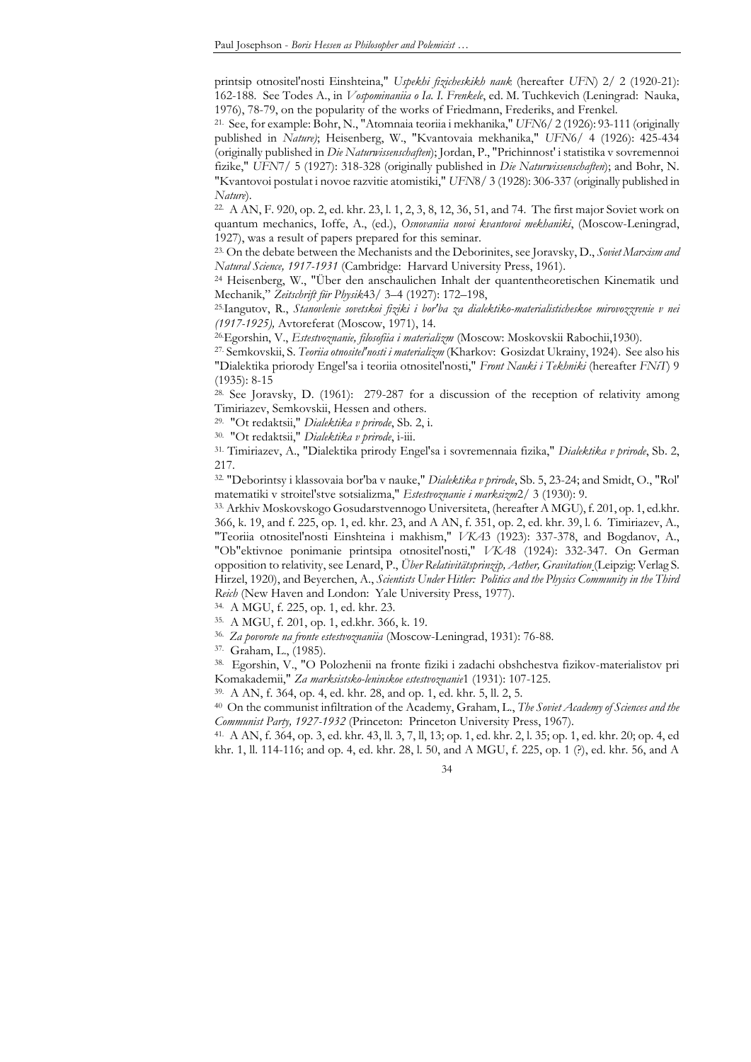printsip otnositel'nosti Einshteina," *Uspekhi fizicheskikh nauk* (hereafter *UFN*) 2/ 2 (1920-21): 162-188. See Todes A., in *Vospominaniia o Ia. I. Frenkele*, ed. M. Tuchkevich (Leningrad: Nauka, 1976), 78-79, on the popularity of the works of Friedmann, Frederiks, and Frenkel.

21. See, for example: Bohr, N., "Atomnaia teoriia i mekhanika," *UFN*6/ 2 (1926): 93-111 (originally published in *Nature)*; Heisenberg, W., "Kvantovaia mekhanika," *UFN*6/ 4 (1926): 425-434 (originally published in *Die Naturwissenschaften*); Jordan, P., "Prichinnost' i statistika v sovremennoi fizike," *UFN*7/ 5 (1927): 318-328 (originally published in *Die Naturwissenschaften*); and Bohr, N. "Kvantovoi postulat i novoe razvitie atomistiki," *UFN*8/ 3 (1928): 306-337 (originally published in *Nature*).

22. A AN, F. 920, op. 2, ed. khr. 23, l. 1, 2, 3, 8, 12, 36, 51, and 74. The first major Soviet work on quantum mechanics, Ioffe, A., (ed.), *Osnovaniia novoi kvantovoi mekhaniki*, (Moscow-Leningrad, 1927), was a result of papers prepared for this seminar.

23. On the debate between the Mechanists and the Deborinites, see Joravsky, D., *Soviet Marxism and Natural Science, 1917-1931* (Cambridge: Harvard University Press, 1961).

24 Heisenberg, W., "Über den anschaulichen Inhalt der quantentheoretischen Kinematik und Mechanik," *Zeitschrift für Physik*43/ 3–4 (1927): 172–198,

25. Iangutov, R., *Stanovlenie sovetskoi fiziki i bor'ba za dialektiko-materialisticheskoe mirovozzrenie v nei (1917-1925),* Avtoreferat (Moscow, 1971), 14.

26. Egorshin, V., *Estestvoznanie, filosofiia i materializm* (Moscow: Moskovskii Rabochii,1930).

27. Semkovskii, S. *Teoriia otnositel'nosti i materializm* (Kharkov: Gosizdat Ukrainy, 1924). See also his "Dialektika priorody Engel'sa i teoriia otnositel'nosti," *Front Nauki i Tekhniki* (hereafter *FNiT*) 9 (1935): 8-15

28. See Joravsky, D. (1961): 279-287 for a discussion of the reception of relativity among Timiriazev, Semkovskii, Hessen and others.

29. "Ot redaktsii," *Dialektika v prirode*, Sb. 2, i.

30. "Ot redaktsii," *Dialektika v prirode*, i-iii.

31. Timiriazev, A., "Dialektika prirody Engel'sa i sovremennaia fizika," *Dialektika v prirode*, Sb. 2, 217.

32. "Deborintsy i klassovaia bor'ba v nauke," *Dialektika v prirode*, Sb. 5, 23-24; and Smidt, O., "Rol' matematiki v stroitel'stve sotsializma," *Estestvoznanie i marksizm*2/ 3 (1930): 9.

33. Arkhiv Moskovskogo Gosudarstvennogo Universiteta, (hereafter A MGU), f. 201, op. 1, ed.khr. 366, k. 19, and f. 225, op. 1, ed. khr. 23, and A AN, f. 351, op. 2, ed. khr. 39, l. 6. Timiriazev, A., "Teoriia otnositel'nosti Einshteina i makhism," *VKA*3 (1923): 337-378, and Bogdanov, A., "Ob"ektivnoe ponimanie printsipa otnositel'nosti," *VKA*8 (1924): 332-347. On German opposition to relativity, see Lenard, P., *Über Relativitätsprinzip, Aether, Gravitation* (Leipzig: Verlag S. Hirzel, 1920), and Beyerchen, A., *Scientists Under Hitler: Politics and the Physics Community in the Third Reich* (New Haven and London: Yale University Press, 1977).

34. A MGU, f. 225, op. 1, ed. khr. 23.

35. A MGU, f. 201, op. 1, ed.khr. 366, k. 19.

36. *Za povorote na fronte estestvoznaniia* (Moscow-Leningrad, 1931): 76-88.

37. Graham, L., (1985).

38. Egorshin, V., "O Polozhenii na fronte fiziki i zadachi obshchestva fizikov-materialistov pri Komakademii," *Za marksistsko-leninskoe estestvoznanie*1 (1931): 107-125.

39. A AN, f. 364, op. 4, ed. khr. 28, and op. 1, ed. khr. 5, ll. 2, 5.

40 On the communist infiltration of the Academy, Graham, L., *The Soviet Academy of Sciences and the Communist Party, 1927-1932* (Princeton: Princeton University Press, 1967).

41. A AN, f. 364, op. 3, ed. khr. 43, ll. 3, 7, ll, 13; op. 1, ed. khr. 2, l. 35; op. 1, ed. khr. 20; op. 4, ed khr. 1, ll. 114-116; and op. 4, ed. khr. 28, l. 50, and A MGU, f. 225, op. 1 (?), ed. khr. 56, and A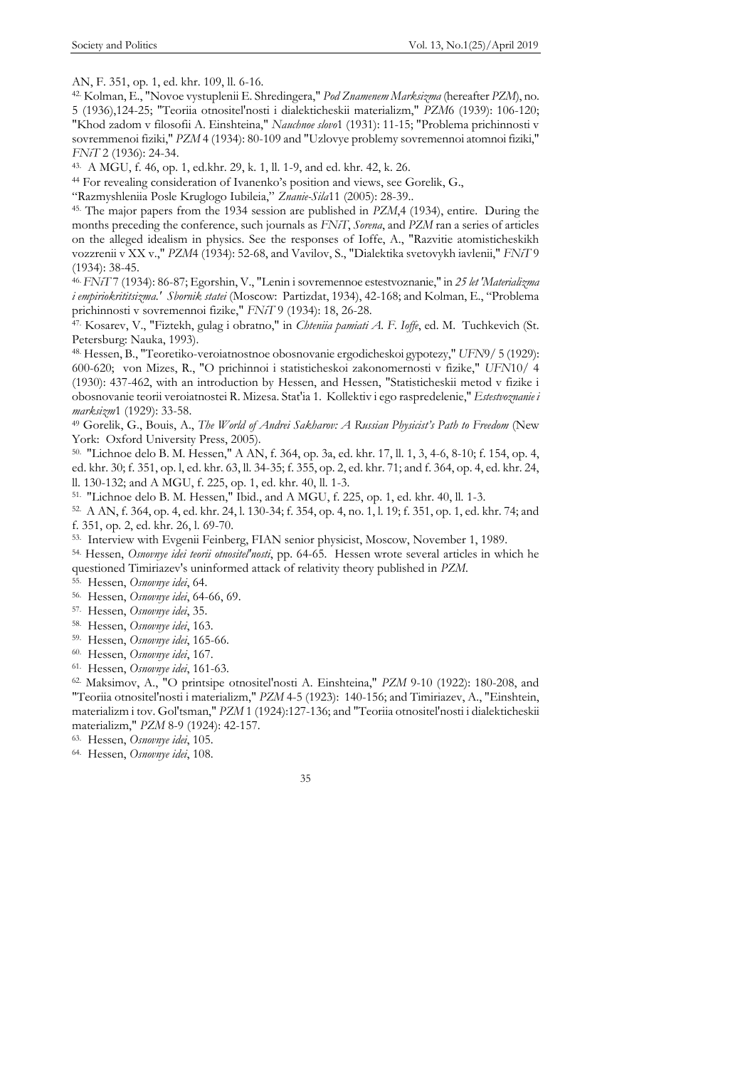AN, F. 351, op. 1, ed. khr. 109, ll. 6-16.

42. Kolman, E., "Novoe vystuplenii E. Shredingera," *Pod Znamenem Marksizma* (hereafter *PZM*), no. 5 (1936),124-25; "Teoriia otnositel'nosti i dialekticheskii materializm," *PZM*6 (1939): 106-120; "Khod zadom v filosofii A. Einshteina," *Nauchnoe slovo*1 (1931): 11-15; "Problema prichinnosti v sovremmenoi fiziki," *PZM* 4 (1934): 80-109 and "Uzlovye problemy sovremennoi atomnoi fiziki," *FNiT* 2 (1936): 24-34.

43. A MGU, f. 46, op. 1, ed.khr. 29, k. 1, ll. 1-9, and ed. khr. 42, k. 26.

44 For revealing consideration of Ivanenko's position and views, see Gorelik, G., "Razmyshleniia Posle Kruglogo Iubileia," *Znanie-Sila*11 (2005): 28-39..

45. The major papers from the 1934 session are published in *PZM*,4 (1934), entire. During the months preceding the conference, such journals as *FNiT*, *Sorena*, and *PZM* ran a series of articles on the alleged idealism in physics. See the responses of Ioffe, A., "Razvitie atomisticheskikh vozzrenii v XX v.," *PZM*4 (1934): 52-68, and Vavilov, S., "Dialektika svetovykh iavlenii," *FNiT* 9 (1934): 38-45.

46. *FNiT* 7 (1934): 86-87; Egorshin, V., "Lenin i sovremennoe estestvoznanie," in *25 let 'Materializma i empiriokrititsizma.' Sbornik statei* (Moscow: Partizdat, 1934), 42-168; and Kolman, E., "Problema prichinnosti v sovremennoi fizike," *FNiT* 9 (1934): 18, 26-28.

47. Kosarev, V., "Fiztekh, gulag i obratno," in *Chteniia pamiati A. F. Ioffe*, ed. M. Tuchkevich (St. Petersburg: Nauka, 1993).

48. Hessen, B., "Teoretiko-veroiatnostnoe obosnovanie ergodicheskoi gypotezy," *UFN*9/ 5 (1929): 600-620; von Mizes, R., "O prichinnoi i statisticheskoi zakonomernosti v fizike," *UFN*10/ 4 (1930): 437-462, with an introduction by Hessen, and Hessen, "Statisticheskii metod v fizike i obosnovanie teorii veroiatnostei R. Mizesa. Stat'ia 1. Kollektiv i ego raspredelenie," *Estestvoznanie i marksizm*1 (1929): 33-58.

49 Gorelik, G., Bouis, A., *The World of Andrei Sakharov: A Russian Physicist's Path to Freedom* (New York: Oxford University Press, 2005).

50. "Lichnoe delo B. M. Hessen," A AN, f. 364, op. 3a, ed. khr. 17, ll. 1, 3, 4-6, 8-10; f. 154, op. 4, ed. khr. 30; f. 351, op. l, ed. khr. 63, ll. 34-35; f. 355, op. 2, ed. khr. 71; and f. 364, op. 4, ed. khr. 24, ll. 130-132; and A MGU, f. 225, op. 1, ed. khr. 40, ll. 1-3.

51. "Lichnoe delo B. M. Hessen," Ibid., and A MGU, f. 225, op. 1, ed. khr. 40, ll. 1-3.

52. A AN, f. 364, op. 4, ed. khr. 24, l. 130-34; f. 354, op. 4, no. 1, l. 19; f. 351, op. 1, ed. khr. 74; and f. 351, op. 2, ed. khr. 26, l. 69-70.

53. Interview with Evgenii Feinberg, FIAN senior physicist, Moscow, November 1, 1989.

54. Hessen, *Osnovnye idei teorii otnositel'nosti*, pp. 64-65. Hessen wrote several articles in which he questioned Timiriazev's uninformed attack of relativity theory published in *PZM*.

55. Hessen, *Osnovnye idei*, 64.

56. Hessen, *Osnovnye idei*, 64-66, 69.

57. Hessen, *Osnovnye idei*, 35.

58. Hessen, *Osnovnye idei*, 163.

59. Hessen, *Osnovnye idei*, 165-66.

60. Hessen, *Osnovnye idei*, 167.

61. Hessen, *Osnovnye idei*, 161-63.

62. Maksimov, A., "O printsipe otnositel'nosti A. Einshteina," *PZM* 9-10 (1922): 180-208, and "Teoriia otnositel'nosti i materializm," *PZM* 4-5 (1923): 140-156; and Timiriazev, A., "Einshtein, materializm i tov. Gol'tsman," *PZM* 1 (1924):127-136; and "Teoriia otnositel'nosti i dialekticheskii materializm," *PZM* 8-9 (1924): 42-157.

63. Hessen, *Osnovnye idei*, 105.

64. Hessen, *Osnovnye idei*, 108.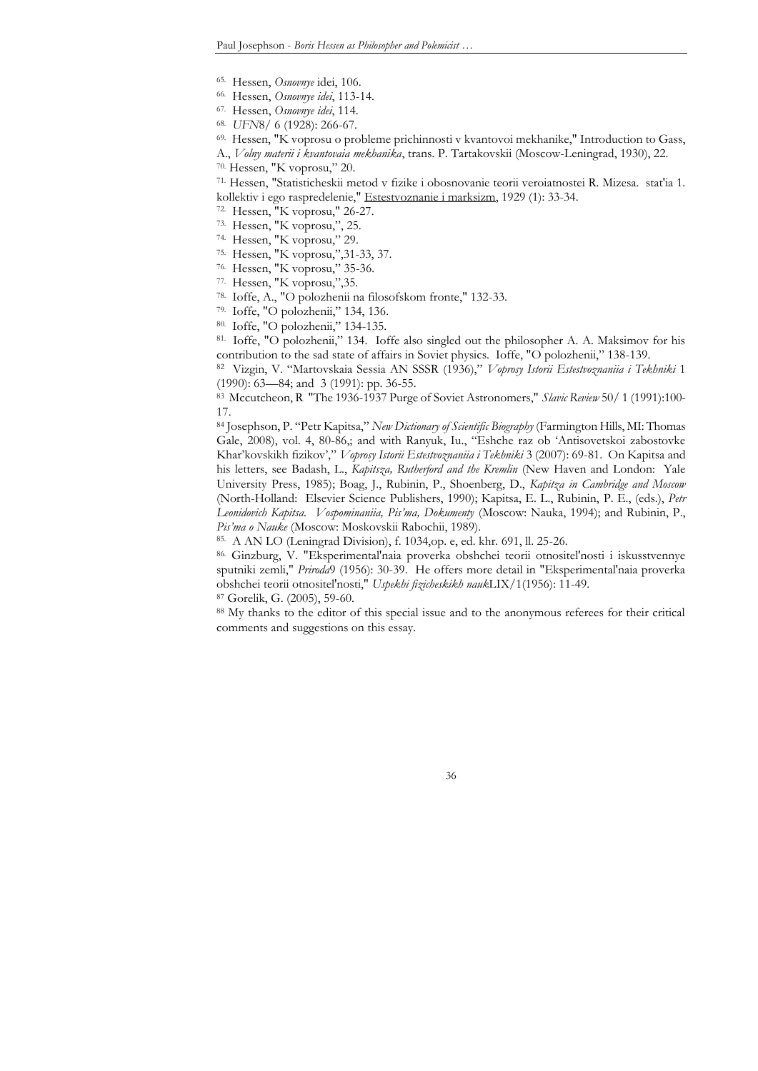65. Hessen, *Osnovnye* idei, 106.

66. Hessen, *Osnovnye idei*, 113-14.

67. Hessen, *Osnovnye idei*, 114.

68. *UFN*8/ 6 (1928): 266-67.

69. Hessen, "K voprosu o probleme prichinnosti v kvantovoi mekhanike," Introduction to Gass, A., *Volny materii i kvantovaia mekhanika*, trans. P. Tartakovskii (Moscow-Leningrad, 1930), 22.

70. Hessen, "K voprosu," 20.

71. Hessen, "Statisticheskii metod v fizike i obosnovanie teorii veroiatnostei R. Mizesa. stat'ia 1. kollektiv i ego raspredelenie," Estestvoznanie i marksizm, 1929 (1): 33-34.

72. Hessen, "K voprosu," 26-27.

73. Hessen, "K voprosu,", 25.

74. Hessen, "K voprosu," 29.

75. Hessen, "K voprosu,",31-33, 37.

76. Hessen, "K voprosu," 35-36.

77. Hessen, "K voprosu,",35.

78. Ioffe, A., "O polozhenii na filosofskom fronte," 132-33.

79. Ioffe, "O polozhenii," 134, 136.

80. Ioffe, "O polozhenii," 134-135.

81. Ioffe, "O polozhenii," 134. Ioffe also singled out the philosopher A. A. Maksimov for his contribution to the sad state of affairs in Soviet physics. Ioffe, "O polozhenii," 138-139.

82 Vizgin, V. "Martovskaia Sessia AN SSSR (1936)," *Voprosy Istorii Estestvoznaniia i Tekhniki* 1 (1990): 63—84; and 3 (1991): pp. 36-55.

83 Mccutcheon, R "The 1936-1937 Purge of Soviet Astronomers," *Slavic Review* 50/ 1 (1991):100-17.

84 Josephson, P. "Petr Kapitsa," *New Dictionary of Scientific Biography* (Farmington Hills, MI: Thomas Gale, 2008), vol. 4, 80-86,; and with Ranyuk, Iu., "Eshche raz ob 'Antisovetskoi zabostovke Khar'kovskikh fizikov'," *Voprosy Istorii Estestvoznaniia i Tekhniki* 3 (2007): 69-81. On Kapitsa and his letters, see Badash, L., *Kapitsza, Rutherford and the Kremlin* (New Haven and London: Yale University Press, 1985); Boag, J., Rubinin, P., Shoenberg, D., *Kapitza in Cambridge and Moscow* (North-Holland: Elsevier Science Publishers, 1990); Kapitsa, E. L., Rubinin, P. E., (eds.), *Petr Leonidovich Kapitsa. Vospominaniia, Pis'ma, Dokumenty* (Moscow: Nauka, 1994); and Rubinin, P., *Pis'ma o Nauke* (Moscow: Moskovskii Rabochii, 1989).

85. A AN LO (Leningrad Division), f. 1034,op. e, ed. khr. 691, ll. 25-26.

86. Ginzburg, V. "Eksperimental'naia proverka obshchei teorii otnositel'nosti i iskusstvennye sputniki zemli," *Priroda*9 (1956): 30-39. He offers more detail in "Eksperimental'naia proverka obshchei teorii otnositel'nosti," *Uspekhi fizicheskikh nauk*LIX/1(1956): 11-49.

87 Gorelik, G. (2005), 59-60.

88 My thanks to the editor of this special issue and to the anonymous referees for their critical comments and suggestions on this essay.